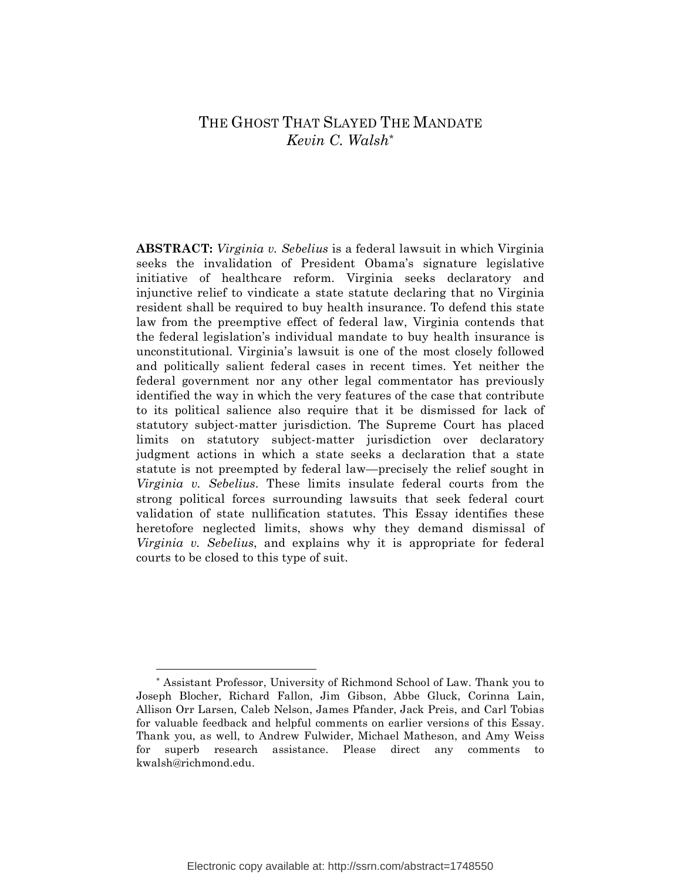# THE GHOST THAT SLAYED THE MANDATE

*Kevin C. Walsh*[*]

**ABSTRACT:** *Virginia v. Sebelius* is a federal lawsuit in which Virginia seeks the invalidation of President Obama's signature legislative initiative of healthcare reform. Virginia seeks declaratory and injunctive relief to vindicate a state statute declaring that no Virginia resident shall be required to buy health insurance. To defend this state law from the preemptive effect of federal law, Virginia contends that the federal legislation's individual mandate to buy health insurance is unconstitutional. Virginia's lawsuit is one of the most closely followed and politically salient federal cases in recent times. Yet neither the federal government nor any other legal commentator has previously identified the way in which the very features of the case that contribute to its political salience also require that it be dismissed for lack of statutory subject-matter jurisdiction. The Supreme Court has placed limits on statutory subject-matter jurisdiction over declaratory judgment actions in which a state seeks a declaration that a state statute is not preempted by federal law—precisely the relief sought in *Virginia v. Sebelius*. These limits insulate federal courts from the strong political forces surrounding lawsuits that seek federal court validation of state nullification statutes. This Essay identifies these heretofore neglected limits, shows why they demand dismissal of *Virginia v. Sebelius*, and explains why it is appropriate for federal courts to be closed to this type of suit.

---

[*] Assistant Professor, University of Richmond School of Law. Thank you to Joseph Blocher, Richard Fallon, Jim Gibson, Abbe Gluck, Corinna Lain, Allison Orr Larsen, Caleb Nelson, James Pfander, Jack Preis, and Carl Tobias for valuable feedback and helpful comments on earlier versions of this Essay. Thank you, as well, to Andrew Fulwider, Michael Matheson, and Amy Weiss for superb research assistance. Please direct any comments to kwalsh@richmond.edu.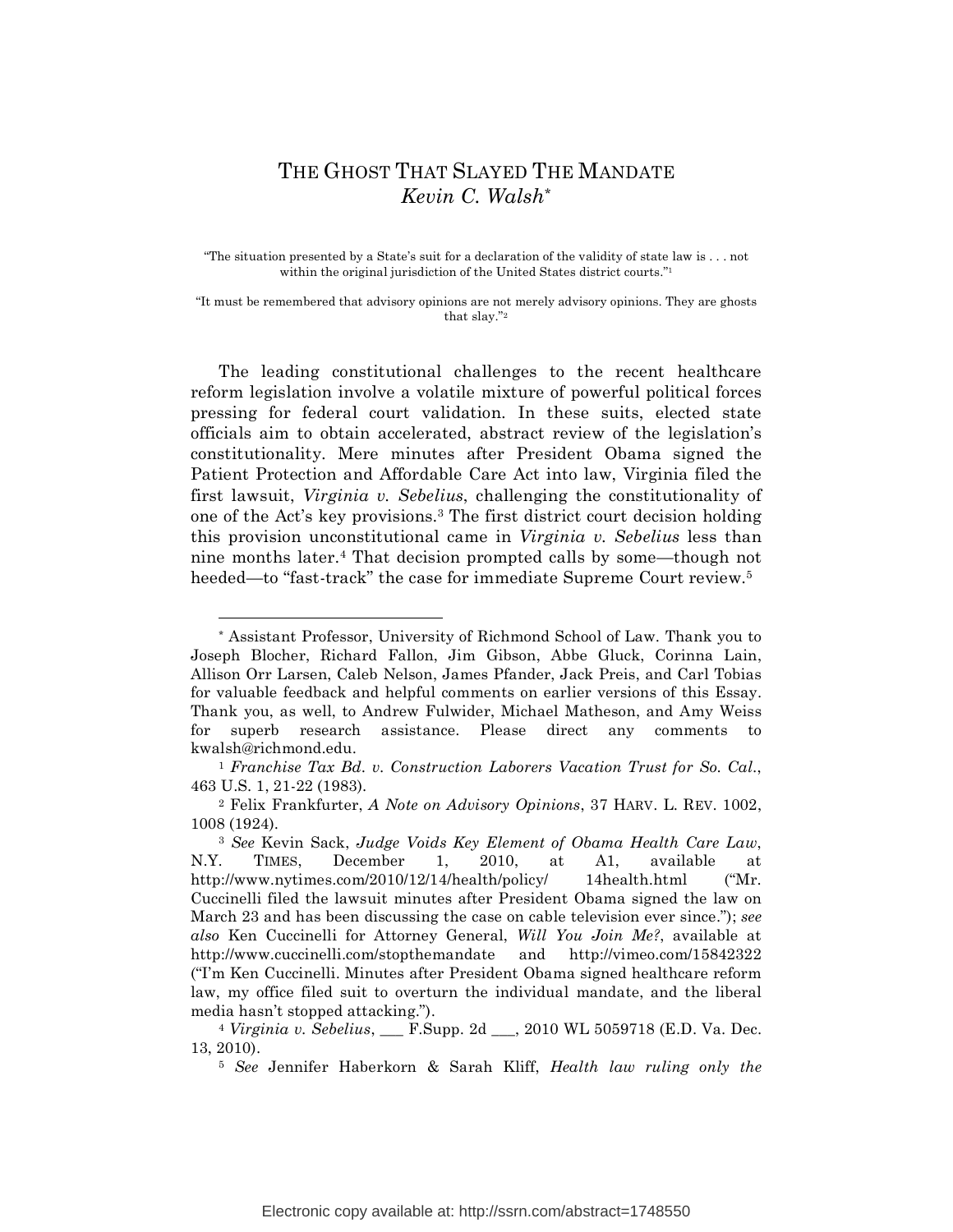# THE GHOST THAT SLAYED THE MANDATE

*Kevin C. Walsh*[*]

"The situation presented by a State's suit for a declaration of the validity of state law is . . . not within the original jurisdiction of the United States district courts."[1]

"It must be remembered that advisory opinions are not merely advisory opinions. They are ghosts that slay."[2]

The leading constitutional challenges to the recent healthcare reform legislation involve a volatile mixture of powerful political forces pressing for federal court validation. In these suits, elected state officials aim to obtain accelerated, abstract review of the legislation's constitutionality. Mere minutes after President Obama signed the Patient Protection and Affordable Care Act into law, Virginia filed the first lawsuit, *Virginia v. Sebelius*, challenging the constitutionality of one of the Act's key provisions.[3] The first district court decision holding this provision unconstitutional came in *Virginia v. Sebelius* less than nine months later.[4] That decision prompted calls by some—though not heeded—to "fast-track" the case for immediate Supreme Court review.[5]

---

[*] Assistant Professor, University of Richmond School of Law. Thank you to Joseph Blocher, Richard Fallon, Jim Gibson, Abbe Gluck, Corinna Lain, Allison Orr Larsen, Caleb Nelson, James Pfander, Jack Preis, and Carl Tobias for valuable feedback and helpful comments on earlier versions of this Essay. Thank you, as well, to Andrew Fulwider, Michael Matheson, and Amy Weiss for superb research assistance. Please direct any comments to kwalsh@richmond.edu.

[1] *Franchise Tax Bd. v. Construction Laborers Vacation Trust for So. Cal.*, 463 U.S. 1, 21-22 (1983).

[2] Felix Frankfurter, *A Note on Advisory Opinions*, 37 HARV. L. REV. 1002, 1008 (1924).

[3] *See* Kevin Sack, *Judge Voids Key Element of Obama Health Care Law*, N.Y. TIMES, December 1, 2010, at A1, available at http://www.nytimes.com/2010/12/14/health/policy/ 14health.html ("Mr. Cuccinelli filed the lawsuit minutes after President Obama signed the law on March 23 and has been discussing the case on cable television ever since."); *see also* Ken Cuccinelli for Attorney General, *Will You Join Me?*, available at http://www.cuccinelli.com/stopthemandate and http://vimeo.com/15842322 ("I'm Ken Cuccinelli. Minutes after President Obama signed healthcare reform law, my office filed suit to overturn the individual mandate, and the liberal media hasn't stopped attacking.").

[4] *Virginia v. Sebelius*, ___ F.Supp. 2d ___, 2010 WL 5059718 (E.D. Va. Dec. 13, 2010).

[5] *See* Jennifer Haberkorn & Sarah Kliff, *Health law ruling only the*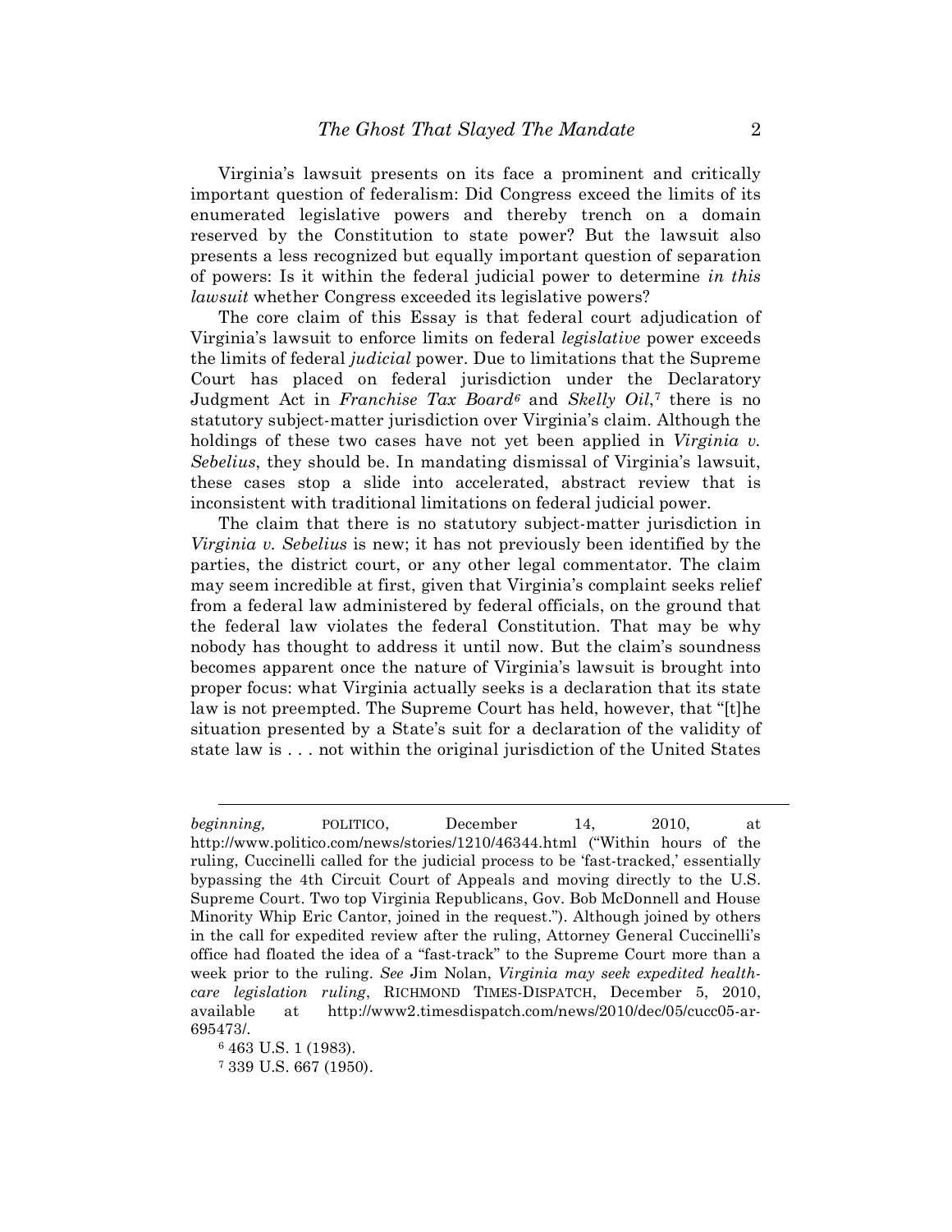Virginia's lawsuit presents on its face a prominent and critically important question of federalism: Did Congress exceed the limits of its enumerated legislative powers and thereby trench on a domain reserved by the Constitution to state power? But the lawsuit also presents a less recognized but equally important question of separation of powers: Is it within the federal judicial power to determine *in this lawsuit* whether Congress exceeded its legislative powers?

The core claim of this Essay is that federal court adjudication of Virginia's lawsuit to enforce limits on federal *legislative* power exceeds the limits of federal *judicial* power. Due to limitations that the Supreme Court has placed on federal jurisdiction under the Declaratory Judgment Act in *Franchise Tax Board*[6] and *Skelly Oil*,[7] there is no statutory subject-matter jurisdiction over Virginia's claim. Although the holdings of these two cases have not yet been applied in *Virginia v. Sebelius*, they should be. In mandating dismissal of Virginia's lawsuit, these cases stop a slide into accelerated, abstract review that is inconsistent with traditional limitations on federal judicial power.

The claim that there is no statutory subject-matter jurisdiction in *Virginia v. Sebelius* is new; it has not previously been identified by the parties, the district court, or any other legal commentator. The claim may seem incredible at first, given that Virginia's complaint seeks relief from a federal law administered by federal officials, on the ground that the federal law violates the federal Constitution. That may be why nobody has thought to address it until now. But the claim's soundness becomes apparent once the nature of Virginia's lawsuit is brought into proper focus: what Virginia actually seeks is a declaration that its state law is not preempted. The Supreme Court has held, however, that "[t]he situation presented by a State's suit for a declaration of the validity of state law is . . . not within the original jurisdiction of the United States

---

*beginning,* POLITICO, December 14, 2010, at http://www.politico.com/news/stories/1210/46344.html ("Within hours of the ruling, Cuccinelli called for the judicial process to be 'fast-tracked,' essentially bypassing the 4th Circuit Court of Appeals and moving directly to the U.S. Supreme Court. Two top Virginia Republicans, Gov. Bob McDonnell and House Minority Whip Eric Cantor, joined in the request."). Although joined by others in the call for expedited review after the ruling, Attorney General Cuccinelli's office had floated the idea of a "fast-track" to the Supreme Court more than a week prior to the ruling. *See* Jim Nolan, *Virginia may seek expedited health-care legislation ruling*, RICHMOND TIMES-DISPATCH, December 5, 2010, available at http://www2.timesdispatch.com/news/2010/dec/05/cucc05-ar-695473/.

[6] 463 U.S. 1 (1983).

[7] 339 U.S. 667 (1950).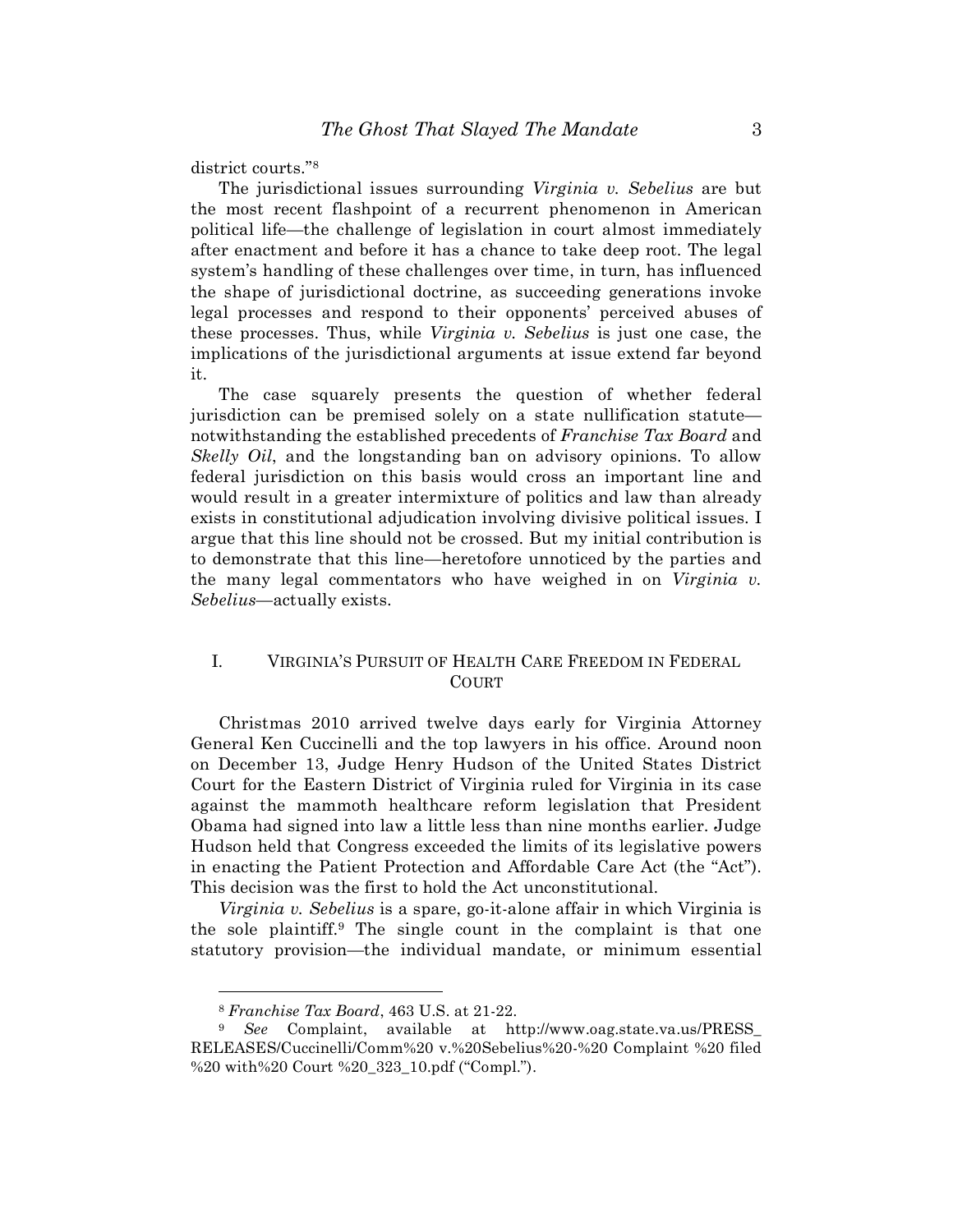district courts."[8]

The jurisdictional issues surrounding *Virginia v. Sebelius* are but the most recent flashpoint of a recurrent phenomenon in American political life—the challenge of legislation in court almost immediately after enactment and before it has a chance to take deep root. The legal system's handling of these challenges over time, in turn, has influenced the shape of jurisdictional doctrine, as succeeding generations invoke legal processes and respond to their opponents' perceived abuses of these processes. Thus, while *Virginia v. Sebelius* is just one case, the implications of the jurisdictional arguments at issue extend far beyond it.

The case squarely presents the question of whether federal jurisdiction can be premised solely on a state nullification statute—notwithstanding the established precedents of *Franchise Tax Board* and *Skelly Oil*, and the longstanding ban on advisory opinions. To allow federal jurisdiction on this basis would cross an important line and would result in a greater intermixture of politics and law than already exists in constitutional adjudication involving divisive political issues. I argue that this line should not be crossed. But my initial contribution is to demonstrate that this line—heretofore unnoticed by the parties and the many legal commentators who have weighed in on *Virginia v. Sebelius*—actually exists.

## I. VIRGINIA'S PURSUIT OF HEALTH CARE FREEDOM IN FEDERAL COURT

Christmas 2010 arrived twelve days early for Virginia Attorney General Ken Cuccinelli and the top lawyers in his office. Around noon on December 13, Judge Henry Hudson of the United States District Court for the Eastern District of Virginia ruled for Virginia in its case against the mammoth healthcare reform legislation that President Obama had signed into law a little less than nine months earlier. Judge Hudson held that Congress exceeded the limits of its legislative powers in enacting the Patient Protection and Affordable Care Act (the "Act"). This decision was the first to hold the Act unconstitutional.

*Virginia v. Sebelius* is a spare, go-it-alone affair in which Virginia is the sole plaintiff.[9] The single count in the complaint is that one statutory provision—the individual mandate, or minimum essential

---

[8] *Franchise Tax Board*, 463 U.S. at 21-22.

[9] *See* Complaint, available at http://www.oag.state.va.us/PRESS_RELEASES/Cuccinelli/Comm%20 v.%20Sebelius%20-%20 Complaint %20 filed %20 with%20 Court %20_323_10.pdf ("Compl.").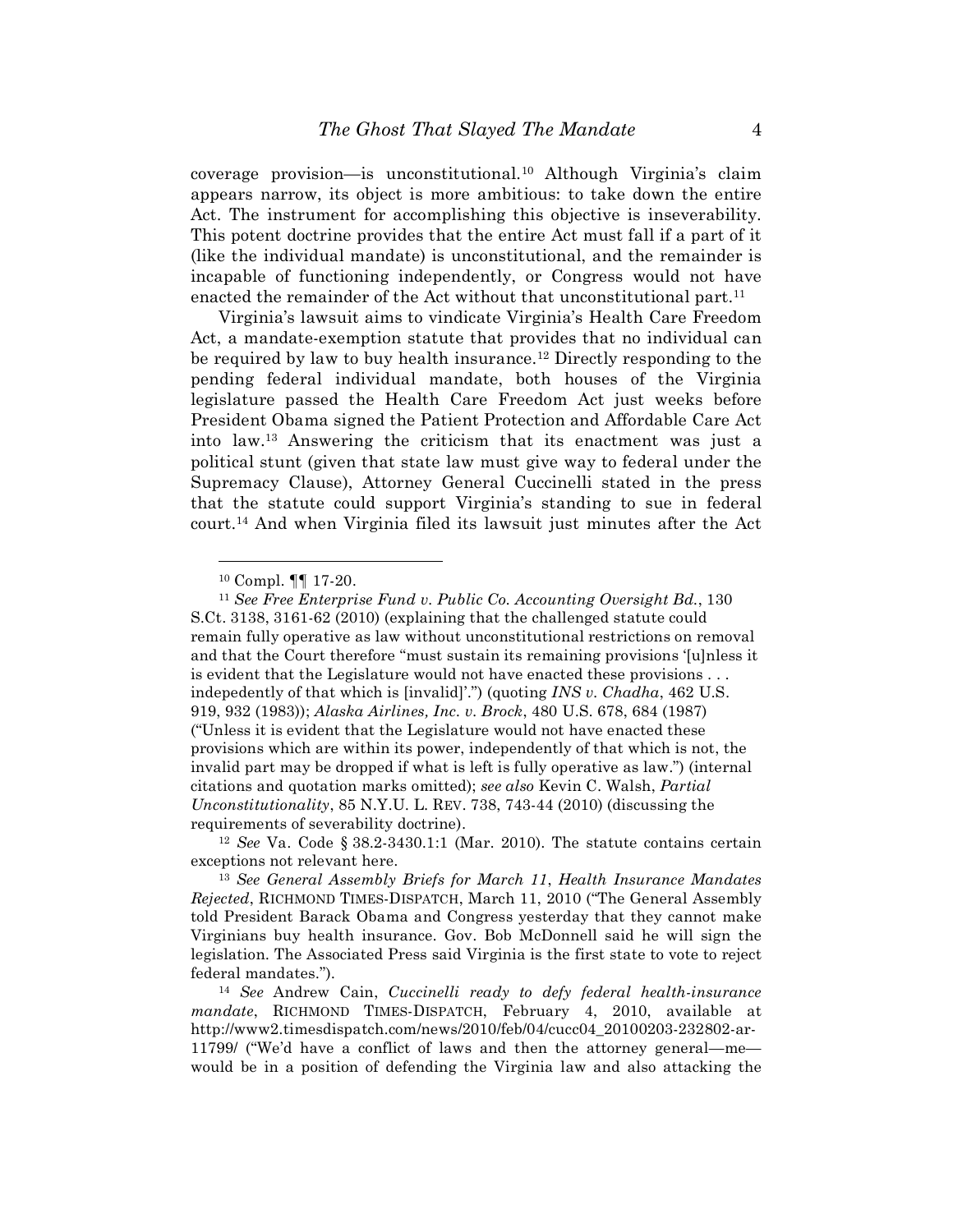coverage provision—is unconstitutional.[10] Although Virginia's claim appears narrow, its object is more ambitious: to take down the entire Act. The instrument for accomplishing this objective is inseverability. This potent doctrine provides that the entire Act must fall if a part of it (like the individual mandate) is unconstitutional, and the remainder is incapable of functioning independently, or Congress would not have enacted the remainder of the Act without that unconstitutional part.[11]

Virginia's lawsuit aims to vindicate Virginia's Health Care Freedom Act, a mandate-exemption statute that provides that no individual can be required by law to buy health insurance.[12] Directly responding to the pending federal individual mandate, both houses of the Virginia legislature passed the Health Care Freedom Act just weeks before President Obama signed the Patient Protection and Affordable Care Act into law.[13] Answering the criticism that its enactment was just a political stunt (given that state law must give way to federal under the Supremacy Clause), Attorney General Cuccinelli stated in the press that the statute could support Virginia's standing to sue in federal court.[14] And when Virginia filed its lawsuit just minutes after the Act

---

[10] Compl. ¶¶ 17-20.

[11] *See Free Enterprise Fund v. Public Co. Accounting Oversight Bd.*, 130 S.Ct. 3138, 3161-62 (2010) (explaining that the challenged statute could remain fully operative as law without unconstitutional restrictions on removal and that the Court therefore "must sustain its remaining provisions '[u]nless it is evident that the Legislature would not have enacted these provisions . . . indepedently of that which is [invalid]'.") (quoting *INS v. Chadha*, 462 U.S. 919, 932 (1983)); *Alaska Airlines, Inc. v. Brock*, 480 U.S. 678, 684 (1987) ("Unless it is evident that the Legislature would not have enacted these provisions which are within its power, independently of that which is not, the invalid part may be dropped if what is left is fully operative as law.") (internal citations and quotation marks omitted); *see also* Kevin C. Walsh, *Partial Unconstitutionality*, 85 N.Y.U. L. REV. 738, 743-44 (2010) (discussing the requirements of severability doctrine).

[12] *See* Va. Code § 38.2-3430.1:1 (Mar. 2010). The statute contains certain exceptions not relevant here.

[13] *See General Assembly Briefs for March 11*, *Health Insurance Mandates Rejected*, RICHMOND TIMES-DISPATCH, March 11, 2010 ("The General Assembly told President Barack Obama and Congress yesterday that they cannot make Virginians buy health insurance. Gov. Bob McDonnell said he will sign the legislation. The Associated Press said Virginia is the first state to vote to reject federal mandates.").

[14] *See* Andrew Cain, *Cuccinelli ready to defy federal health-insurance mandate*, RICHMOND TIMES-DISPATCH, February 4, 2010, available at http://www2.timesdispatch.com/news/2010/feb/04/cucc04_20100203-232802-ar-11799/ ("We'd have a conflict of laws and then the attorney general—me—would be in a position of defending the Virginia law and also attacking the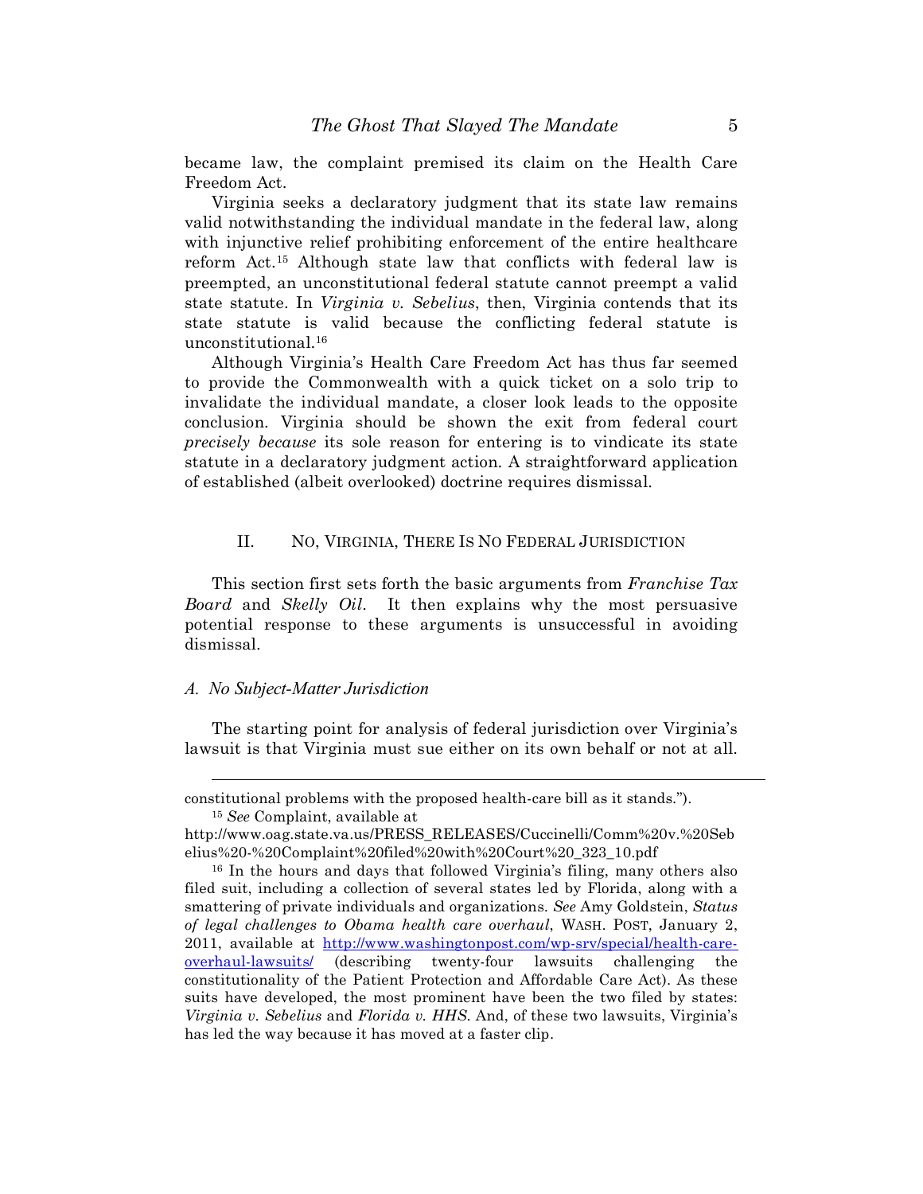became law, the complaint premised its claim on the Health Care Freedom Act.

Virginia seeks a declaratory judgment that its state law remains valid notwithstanding the individual mandate in the federal law, along with injunctive relief prohibiting enforcement of the entire healthcare reform Act.[15] Although state law that conflicts with federal law is preempted, an unconstitutional federal statute cannot preempt a valid state statute. In *Virginia v. Sebelius*, then, Virginia contends that its state statute is valid because the conflicting federal statute is unconstitutional.[16]

Although Virginia's Health Care Freedom Act has thus far seemed to provide the Commonwealth with a quick ticket on a solo trip to invalidate the individual mandate, a closer look leads to the opposite conclusion. Virginia should be shown the exit from federal court *precisely because* its sole reason for entering is to vindicate its state statute in a declaratory judgment action. A straightforward application of established (albeit overlooked) doctrine requires dismissal.

## II. No, Virginia, There Is No Federal Jurisdiction

This section first sets forth the basic arguments from *Franchise Tax Board* and *Skelly Oil*. It then explains why the most persuasive potential response to these arguments is unsuccessful in avoiding dismissal.

### *A. No Subject-Matter Jurisdiction*

The starting point for analysis of federal jurisdiction over Virginia's lawsuit is that Virginia must sue either on its own behalf or not at all.

---

constitutional problems with the proposed health-care bill as it stands.").

[15] *See* Complaint, available at http://www.oag.state.va.us/PRESS_RELEASES/Cuccinelli/Comm%20v.%20Sebelius%20-%20Complaint%20filed%20with%20Court%20_323_10.pdf

[16] In the hours and days that followed Virginia's filing, many others also filed suit, including a collection of several states led by Florida, along with a smattering of private individuals and organizations. *See* Amy Goldstein, *Status of legal challenges to Obama health care overhaul*, WASH. POST, January 2, 2011, available at http://www.washingtonpost.com/wp-srv/special/health-care-overhaul-lawsuits/ (describing twenty-four lawsuits challenging the constitutionality of the Patient Protection and Affordable Care Act). As these suits have developed, the most prominent have been the two filed by states: *Virginia v. Sebelius* and *Florida v. HHS*. And, of these two lawsuits, Virginia's has led the way because it has moved at a faster clip.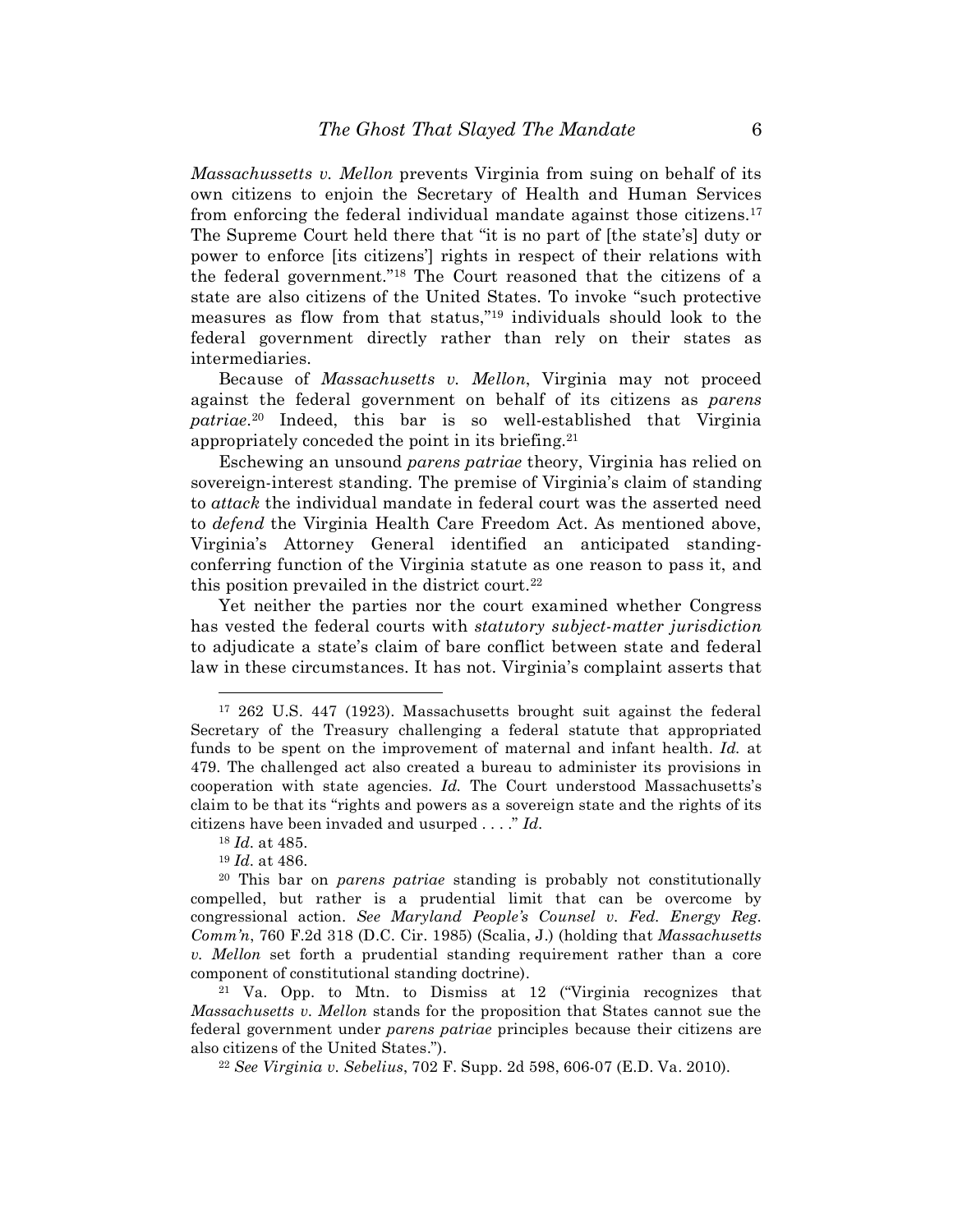*Massachussetts v. Mellon* prevents Virginia from suing on behalf of its own citizens to enjoin the Secretary of Health and Human Services from enforcing the federal individual mandate against those citizens.[17] The Supreme Court held there that "it is no part of [the state's] duty or power to enforce [its citizens'] rights in respect of their relations with the federal government."[18] The Court reasoned that the citizens of a state are also citizens of the United States. To invoke "such protective measures as flow from that status,"[19] individuals should look to the federal government directly rather than rely on their states as intermediaries.

Because of *Massachusetts v. Mellon*, Virginia may not proceed against the federal government on behalf of its citizens as *parens patriae*.[20] Indeed, this bar is so well-established that Virginia appropriately conceded the point in its briefing.[21]

Eschewing an unsound *parens patriae* theory, Virginia has relied on sovereign-interest standing. The premise of Virginia's claim of standing to *attack* the individual mandate in federal court was the asserted need to *defend* the Virginia Health Care Freedom Act. As mentioned above, Virginia's Attorney General identified an anticipated standing-conferring function of the Virginia statute as one reason to pass it, and this position prevailed in the district court.[22]

Yet neither the parties nor the court examined whether Congress has vested the federal courts with *statutory subject-matter jurisdiction* to adjudicate a state's claim of bare conflict between state and federal law in these circumstances. It has not. Virginia's complaint asserts that

---

[17] 262 U.S. 447 (1923). Massachusetts brought suit against the federal Secretary of the Treasury challenging a federal statute that appropriated funds to be spent on the improvement of maternal and infant health. *Id.* at 479. The challenged act also created a bureau to administer its provisions in cooperation with state agencies. *Id.* The Court understood Massachusetts's claim to be that its "rights and powers as a sovereign state and the rights of its citizens have been invaded and usurped . . . ." *Id.*

[18] *Id.* at 485.

[19] *Id.* at 486.

[20] This bar on *parens patriae* standing is probably not constitutionally compelled, but rather is a prudential limit that can be overcome by congressional action. *See Maryland People's Counsel v. Fed. Energy Reg. Comm'n*, 760 F.2d 318 (D.C. Cir. 1985) (Scalia, J.) (holding that *Massachusetts v. Mellon* set forth a prudential standing requirement rather than a core component of constitutional standing doctrine).

[21] Va. Opp. to Mtn. to Dismiss at 12 ("Virginia recognizes that *Massachusetts v. Mellon* stands for the proposition that States cannot sue the federal government under *parens patriae* principles because their citizens are also citizens of the United States.").

[22] *See Virginia v. Sebelius*, 702 F. Supp. 2d 598, 606-07 (E.D. Va. 2010).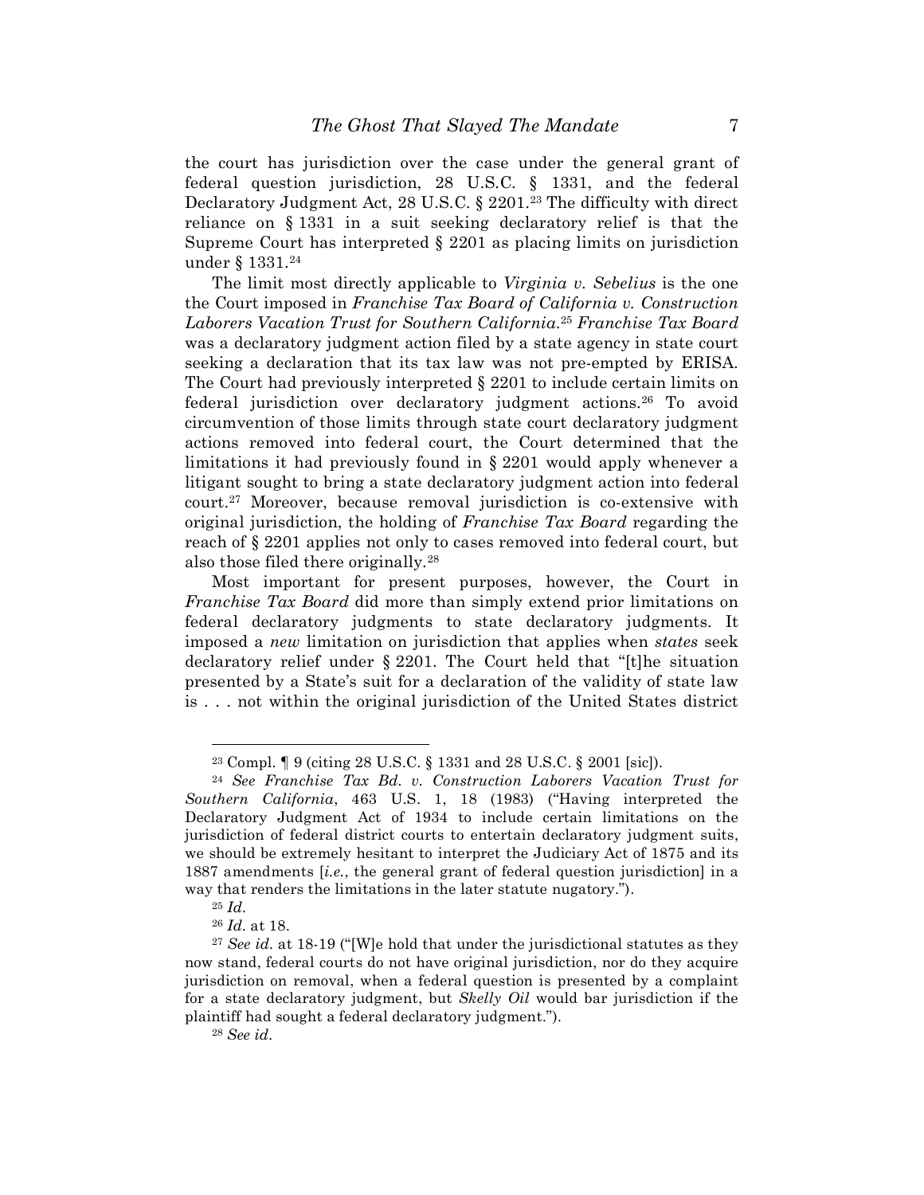the court has jurisdiction over the case under the general grant of federal question jurisdiction, 28 U.S.C. § 1331, and the federal Declaratory Judgment Act, 28 U.S.C. § 2201.[23] The difficulty with direct reliance on § 1331 in a suit seeking declaratory relief is that the Supreme Court has interpreted § 2201 as placing limits on jurisdiction under § 1331.[24]

The limit most directly applicable to *Virginia v. Sebelius* is the one the Court imposed in *Franchise Tax Board of California v. Construction Laborers Vacation Trust for Southern California*.[25] *Franchise Tax Board* was a declaratory judgment action filed by a state agency in state court seeking a declaration that its tax law was not pre-empted by ERISA. The Court had previously interpreted § 2201 to include certain limits on federal jurisdiction over declaratory judgment actions.[26] To avoid circumvention of those limits through state court declaratory judgment actions removed into federal court, the Court determined that the limitations it had previously found in § 2201 would apply whenever a litigant sought to bring a state declaratory judgment action into federal court.[27] Moreover, because removal jurisdiction is co-extensive with original jurisdiction, the holding of *Franchise Tax Board* regarding the reach of § 2201 applies not only to cases removed into federal court, but also those filed there originally.[28]

Most important for present purposes, however, the Court in *Franchise Tax Board* did more than simply extend prior limitations on federal declaratory judgments to state declaratory judgments. It imposed a *new* limitation on jurisdiction that applies when *states* seek declaratory relief under § 2201. The Court held that "[t]he situation presented by a State's suit for a declaration of the validity of state law is . . . not within the original jurisdiction of the United States district

---

[23] Compl. ¶ 9 (citing 28 U.S.C. § 1331 and 28 U.S.C. § 2001 [sic]).

[24] *See Franchise Tax Bd. v. Construction Laborers Vacation Trust for Southern California*, 463 U.S. 1, 18 (1983) ("Having interpreted the Declaratory Judgment Act of 1934 to include certain limitations on the jurisdiction of federal district courts to entertain declaratory judgment suits, we should be extremely hesitant to interpret the Judiciary Act of 1875 and its 1887 amendments [*i.e.*, the general grant of federal question jurisdiction] in a way that renders the limitations in the later statute nugatory.").

[25] *Id.*

[26] *Id.* at 18.

[27] *See id.* at 18-19 ("[W]e hold that under the jurisdictional statutes as they now stand, federal courts do not have original jurisdiction, nor do they acquire jurisdiction on removal, when a federal question is presented by a complaint for a state declaratory judgment, but *Skelly Oil* would bar jurisdiction if the plaintiff had sought a federal declaratory judgment.").

[28] *See id.*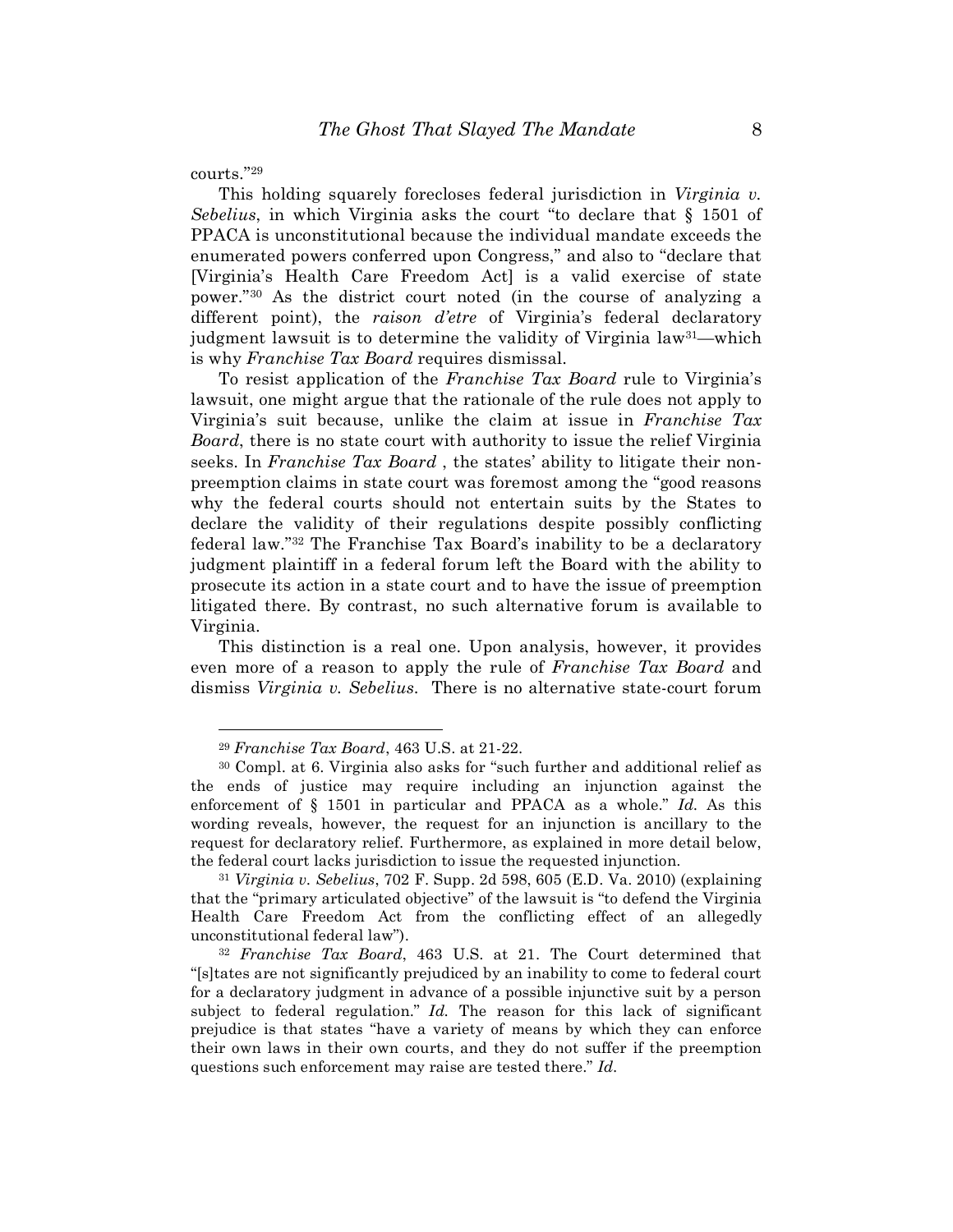courts."[29]

This holding squarely forecloses federal jurisdiction in *Virginia v. Sebelius*, in which Virginia asks the court "to declare that § 1501 of PPACA is unconstitutional because the individual mandate exceeds the enumerated powers conferred upon Congress," and also to "declare that [Virginia's Health Care Freedom Act] is a valid exercise of state power."[30] As the district court noted (in the course of analyzing a different point), the *raison d'etre* of Virginia's federal declaratory judgment lawsuit is to determine the validity of Virginia law[31]—which is why *Franchise Tax Board* requires dismissal.

To resist application of the *Franchise Tax Board* rule to Virginia's lawsuit, one might argue that the rationale of the rule does not apply to Virginia's suit because, unlike the claim at issue in *Franchise Tax Board*, there is no state court with authority to issue the relief Virginia seeks. In *Franchise Tax Board* , the states' ability to litigate their non-preemption claims in state court was foremost among the "good reasons why the federal courts should not entertain suits by the States to declare the validity of their regulations despite possibly conflicting federal law."[32] The Franchise Tax Board's inability to be a declaratory judgment plaintiff in a federal forum left the Board with the ability to prosecute its action in a state court and to have the issue of preemption litigated there. By contrast, no such alternative forum is available to Virginia.

This distinction is a real one. Upon analysis, however, it provides even more of a reason to apply the rule of *Franchise Tax Board* and dismiss *Virginia v. Sebelius*. There is no alternative state-court forum

---

[29] *Franchise Tax Board*, 463 U.S. at 21-22.

[30] Compl. at 6. Virginia also asks for "such further and additional relief as the ends of justice may require including an injunction against the enforcement of § 1501 in particular and PPACA as a whole." *Id.* As this wording reveals, however, the request for an injunction is ancillary to the request for declaratory relief. Furthermore, as explained in more detail below, the federal court lacks jurisdiction to issue the requested injunction.

[31] *Virginia v. Sebelius*, 702 F. Supp. 2d 598, 605 (E.D. Va. 2010) (explaining that the "primary articulated objective" of the lawsuit is "to defend the Virginia Health Care Freedom Act from the conflicting effect of an allegedly unconstitutional federal law").

[32] *Franchise Tax Board*, 463 U.S. at 21. The Court determined that "[s]tates are not significantly prejudiced by an inability to come to federal court for a declaratory judgment in advance of a possible injunctive suit by a person subject to federal regulation." *Id.* The reason for this lack of significant prejudice is that states "have a variety of means by which they can enforce their own laws in their own courts, and they do not suffer if the preemption questions such enforcement may raise are tested there." *Id.*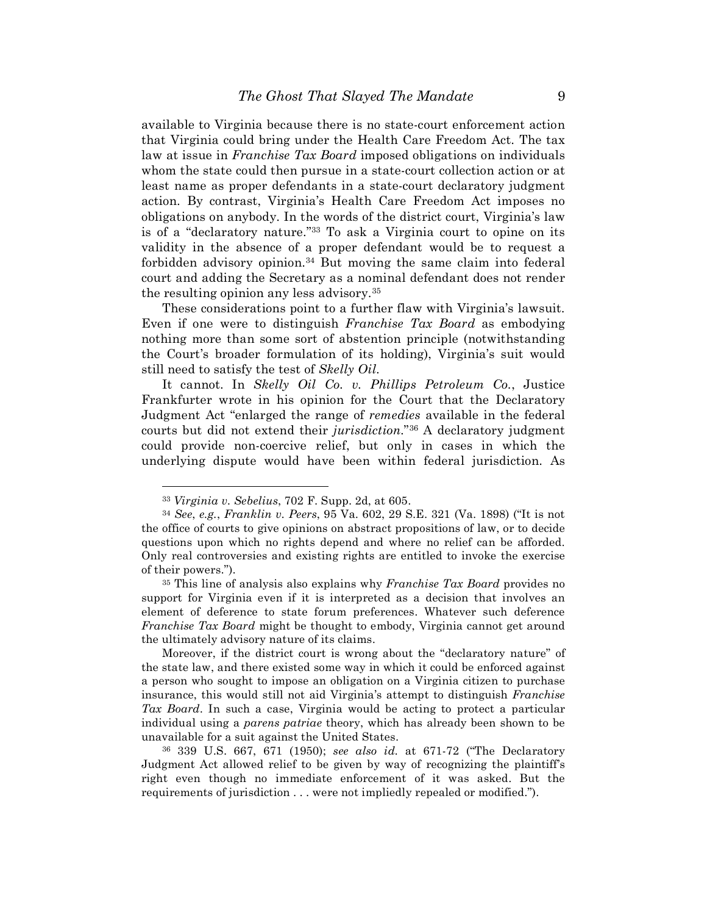available to Virginia because there is no state-court enforcement action that Virginia could bring under the Health Care Freedom Act. The tax law at issue in *Franchise Tax Board* imposed obligations on individuals whom the state could then pursue in a state-court collection action or at least name as proper defendants in a state-court declaratory judgment action. By contrast, Virginia's Health Care Freedom Act imposes no obligations on anybody. In the words of the district court, Virginia's law is of a "declaratory nature."[33] To ask a Virginia court to opine on its validity in the absence of a proper defendant would be to request a forbidden advisory opinion.[34] But moving the same claim into federal court and adding the Secretary as a nominal defendant does not render the resulting opinion any less advisory.[35]

These considerations point to a further flaw with Virginia's lawsuit. Even if one were to distinguish *Franchise Tax Board* as embodying nothing more than some sort of abstention principle (notwithstanding the Court's broader formulation of its holding), Virginia's suit would still need to satisfy the test of *Skelly Oil*.

It cannot. In *Skelly Oil Co. v. Phillips Petroleum Co.*, Justice Frankfurter wrote in his opinion for the Court that the Declaratory Judgment Act "enlarged the range of *remedies* available in the federal courts but did not extend their *jurisdiction*."[36] A declaratory judgment could provide non-coercive relief, but only in cases in which the underlying dispute would have been within federal jurisdiction. As

---

[33] *Virginia v. Sebelius*, 702 F. Supp. 2d, at 605.

[34] *See, e.g.*, *Franklin v. Peers*, 95 Va. 602, 29 S.E. 321 (Va. 1898) ("It is not the office of courts to give opinions on abstract propositions of law, or to decide questions upon which no rights depend and where no relief can be afforded. Only real controversies and existing rights are entitled to invoke the exercise of their powers.").

[35] This line of analysis also explains why *Franchise Tax Board* provides no support for Virginia even if it is interpreted as a decision that involves an element of deference to state forum preferences. Whatever such deference *Franchise Tax Board* might be thought to embody, Virginia cannot get around the ultimately advisory nature of its claims.

Moreover, if the district court is wrong about the "declaratory nature" of the state law, and there existed some way in which it could be enforced against a person who sought to impose an obligation on a Virginia citizen to purchase insurance, this would still not aid Virginia's attempt to distinguish *Franchise Tax Board*. In such a case, Virginia would be acting to protect a particular individual using a *parens patriae* theory, which has already been shown to be unavailable for a suit against the United States.

[36] 339 U.S. 667, 671 (1950); *see also id.* at 671-72 ("The Declaratory Judgment Act allowed relief to be given by way of recognizing the plaintiff's right even though no immediate enforcement of it was asked. But the requirements of jurisdiction . . . were not impliedly repealed or modified.").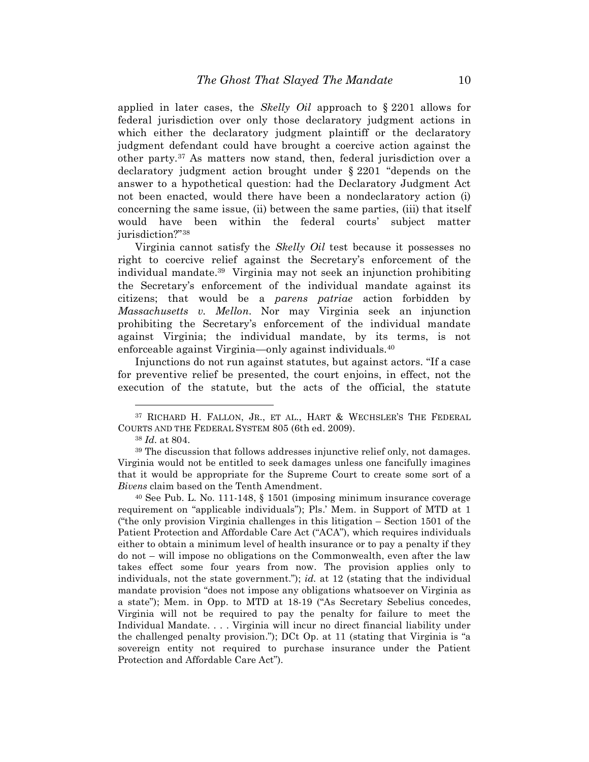applied in later cases, the *Skelly Oil* approach to § 2201 allows for federal jurisdiction over only those declaratory judgment actions in which either the declaratory judgment plaintiff or the declaratory judgment defendant could have brought a coercive action against the other party.[37] As matters now stand, then, federal jurisdiction over a declaratory judgment action brought under § 2201 "depends on the answer to a hypothetical question: had the Declaratory Judgment Act not been enacted, would there have been a nondeclaratory action (i) concerning the same issue, (ii) between the same parties, (iii) that itself would have been within the federal courts' subject matter jurisdiction?"[38]

Virginia cannot satisfy the *Skelly Oil* test because it possesses no right to coercive relief against the Secretary's enforcement of the individual mandate.[39] Virginia may not seek an injunction prohibiting the Secretary's enforcement of the individual mandate against its citizens; that would be a *parens patriae* action forbidden by *Massachusetts v. Mellon*. Nor may Virginia seek an injunction prohibiting the Secretary's enforcement of the individual mandate against Virginia; the individual mandate, by its terms, is not enforceable against Virginia—only against individuals.[40]

Injunctions do not run against statutes, but against actors. "If a case for preventive relief be presented, the court enjoins, in effect, not the execution of the statute, but the acts of the official, the statute

---

[37] RICHARD H. FALLON, JR., ET AL., HART & WECHSLER'S THE FEDERAL COURTS AND THE FEDERAL SYSTEM 805 (6th ed. 2009).

[38] *Id.* at 804.

[39] The discussion that follows addresses injunctive relief only, not damages. Virginia would not be entitled to seek damages unless one fancifully imagines that it would be appropriate for the Supreme Court to create some sort of a *Bivens* claim based on the Tenth Amendment.

[40] See Pub. L. No. 111-148, § 1501 (imposing minimum insurance coverage requirement on "applicable individuals"); Pls.' Mem. in Support of MTD at 1 ("the only provision Virginia challenges in this litigation – Section 1501 of the Patient Protection and Affordable Care Act ("ACA"), which requires individuals either to obtain a minimum level of health insurance or to pay a penalty if they do not – will impose no obligations on the Commonwealth, even after the law takes effect some four years from now. The provision applies only to individuals, not the state government."); *id.* at 12 (stating that the individual mandate provision "does not impose any obligations whatsoever on Virginia as a state"); Mem. in Opp. to MTD at 18-19 ("As Secretary Sebelius concedes, Virginia will not be required to pay the penalty for failure to meet the Individual Mandate. . . . Virginia will incur no direct financial liability under the challenged penalty provision."); DCt Op. at 11 (stating that Virginia is "a sovereign entity not required to purchase insurance under the Patient Protection and Affordable Care Act").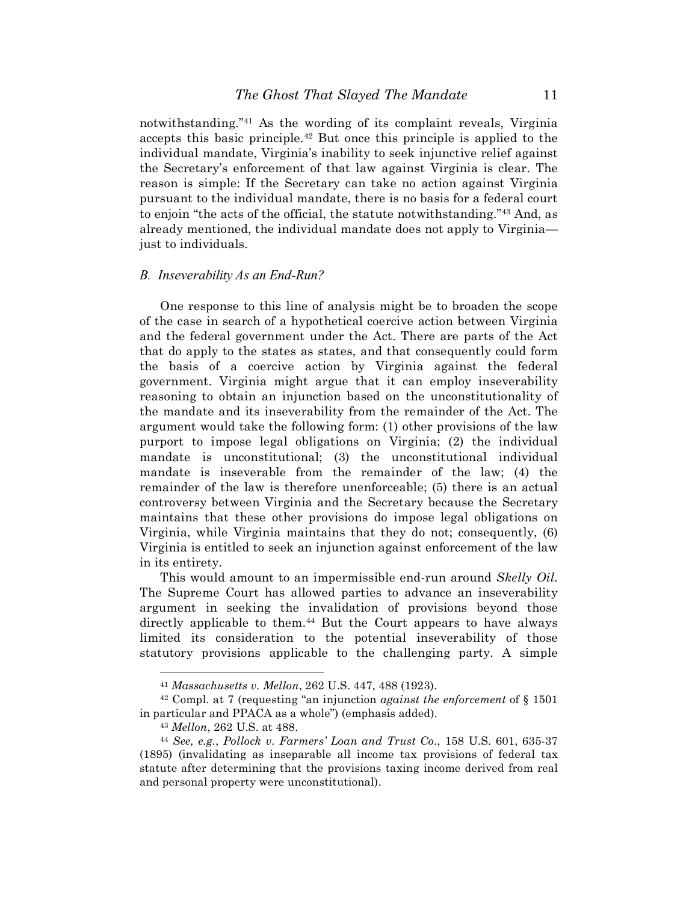notwithstanding."[41] As the wording of its complaint reveals, Virginia accepts this basic principle.[42] But once this principle is applied to the individual mandate, Virginia's inability to seek injunctive relief against the Secretary's enforcement of that law against Virginia is clear. The reason is simple: If the Secretary can take no action against Virginia pursuant to the individual mandate, there is no basis for a federal court to enjoin "the acts of the official, the statute notwithstanding."[43] And, as already mentioned, the individual mandate does not apply to Virginia—just to individuals.

### *B. Inseverability As an End-Run?*

One response to this line of analysis might be to broaden the scope of the case in search of a hypothetical coercive action between Virginia and the federal government under the Act. There are parts of the Act that do apply to the states as states, and that consequently could form the basis of a coercive action by Virginia against the federal government. Virginia might argue that it can employ inseverability reasoning to obtain an injunction based on the unconstitutionality of the mandate and its inseverability from the remainder of the Act. The argument would take the following form: (1) other provisions of the law purport to impose legal obligations on Virginia; (2) the individual mandate is unconstitutional; (3) the unconstitutional individual mandate is inseverable from the remainder of the law; (4) the remainder of the law is therefore unenforceable; (5) there is an actual controversy between Virginia and the Secretary because the Secretary maintains that these other provisions do impose legal obligations on Virginia, while Virginia maintains that they do not; consequently, (6) Virginia is entitled to seek an injunction against enforcement of the law in its entirety.

This would amount to an impermissible end-run around *Skelly Oil*. The Supreme Court has allowed parties to advance an inseverability argument in seeking the invalidation of provisions beyond those directly applicable to them.[44] But the Court appears to have always limited its consideration to the potential inseverability of those statutory provisions applicable to the challenging party. A simple

---

[41] *Massachusetts v. Mellon*, 262 U.S. 447, 488 (1923).

[42] Compl. at 7 (requesting "an injunction *against the enforcement* of § 1501 in particular and PPACA as a whole") (emphasis added).

[43] *Mellon*, 262 U.S. at 488.

[44] *See, e.g.*, *Pollock v. Farmers' Loan and Trust Co*., 158 U.S. 601, 635-37 (1895) (invalidating as inseparable all income tax provisions of federal tax statute after determining that the provisions taxing income derived from real and personal property were unconstitutional).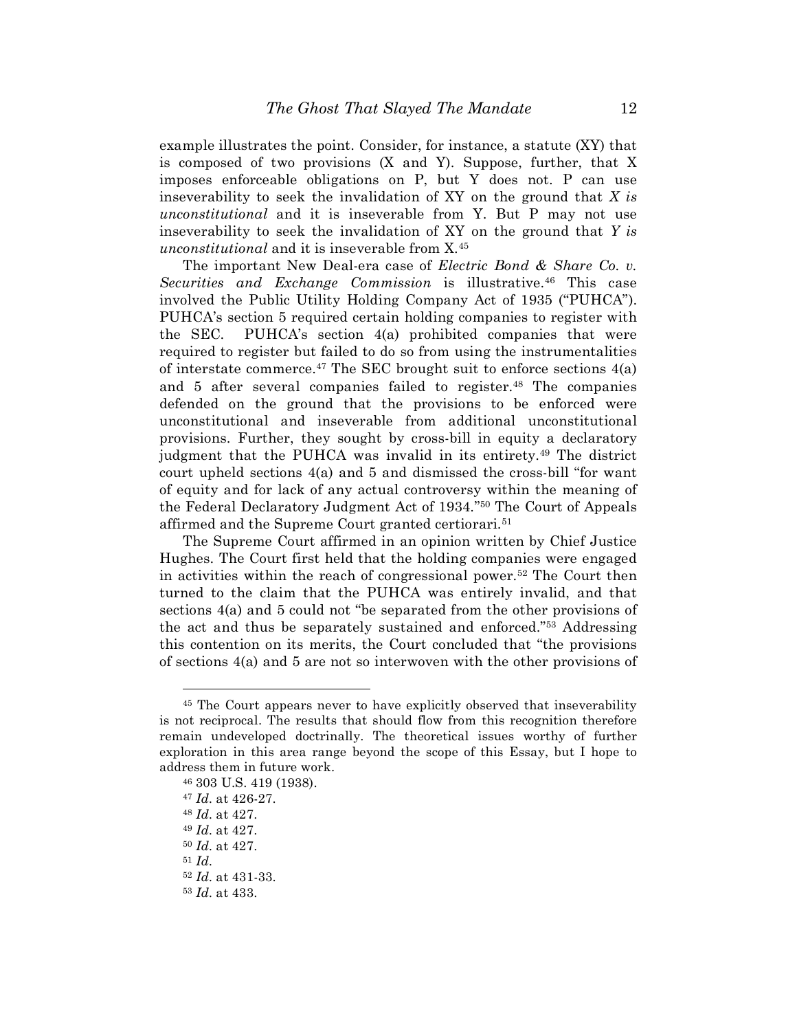example illustrates the point. Consider, for instance, a statute (XY) that is composed of two provisions (X and Y). Suppose, further, that X imposes enforceable obligations on P, but Y does not. P can use inseverability to seek the invalidation of XY on the ground that *X is unconstitutional* and it is inseverable from Y. But P may not use inseverability to seek the invalidation of XY on the ground that *Y is unconstitutional* and it is inseverable from X.[45]

The important New Deal-era case of *Electric Bond & Share Co. v. Securities and Exchange Commission* is illustrative.[46] This case involved the Public Utility Holding Company Act of 1935 ("PUHCA"). PUHCA's section 5 required certain holding companies to register with the SEC. PUHCA's section 4(a) prohibited companies that were required to register but failed to do so from using the instrumentalities of interstate commerce.[47] The SEC brought suit to enforce sections 4(a) and 5 after several companies failed to register.[48] The companies defended on the ground that the provisions to be enforced were unconstitutional and inseverable from additional unconstitutional provisions. Further, they sought by cross-bill in equity a declaratory judgment that the PUHCA was invalid in its entirety.[49] The district court upheld sections 4(a) and 5 and dismissed the cross-bill "for want of equity and for lack of any actual controversy within the meaning of the Federal Declaratory Judgment Act of 1934."[50] The Court of Appeals affirmed and the Supreme Court granted certiorari.[51]

The Supreme Court affirmed in an opinion written by Chief Justice Hughes. The Court first held that the holding companies were engaged in activities within the reach of congressional power.[52] The Court then turned to the claim that the PUHCA was entirely invalid, and that sections 4(a) and 5 could not "be separated from the other provisions of the act and thus be separately sustained and enforced."[53] Addressing this contention on its merits, the Court concluded that "the provisions of sections 4(a) and 5 are not so interwoven with the other provisions of

---

[45] The Court appears never to have explicitly observed that inseverability is not reciprocal. The results that should flow from this recognition therefore remain undeveloped doctrinally. The theoretical issues worthy of further exploration in this area range beyond the scope of this Essay, but I hope to address them in future work.

[46] 303 U.S. 419 (1938).

[47] *Id.* at 426-27.

[48] *Id.* at 427.

[49] *Id.* at 427.

[50] *Id.* at 427.

[51] *Id.*

[52] *Id.* at 431-33.

[53] *Id.* at 433.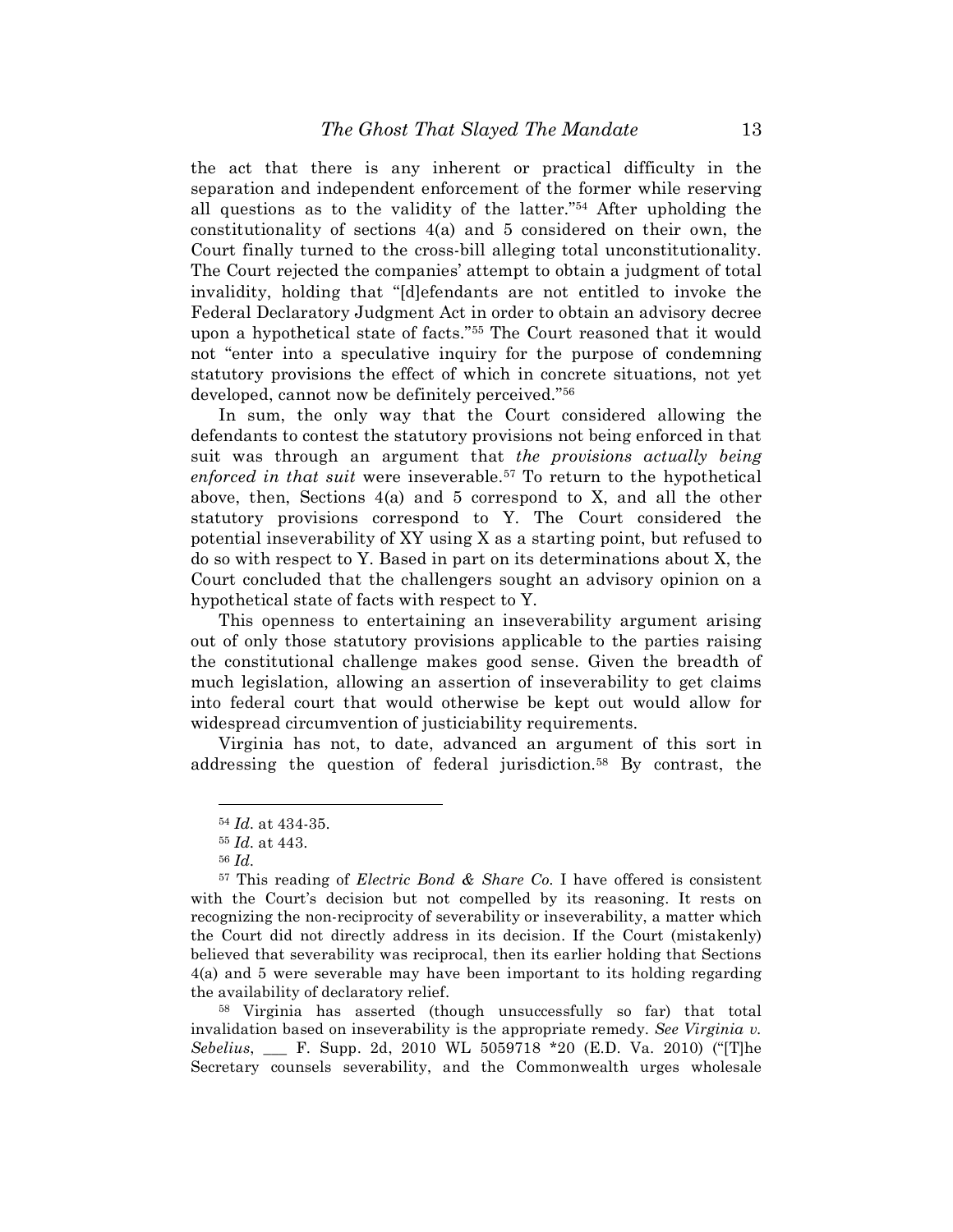the act that there is any inherent or practical difficulty in the separation and independent enforcement of the former while reserving all questions as to the validity of the latter."[54] After upholding the constitutionality of sections 4(a) and 5 considered on their own, the Court finally turned to the cross-bill alleging total unconstitutionality. The Court rejected the companies' attempt to obtain a judgment of total invalidity, holding that "[d]efendants are not entitled to invoke the Federal Declaratory Judgment Act in order to obtain an advisory decree upon a hypothetical state of facts."[55] The Court reasoned that it would not "enter into a speculative inquiry for the purpose of condemning statutory provisions the effect of which in concrete situations, not yet developed, cannot now be definitely perceived."[56]

In sum, the only way that the Court considered allowing the defendants to contest the statutory provisions not being enforced in that suit was through an argument that *the provisions actually being enforced in that suit* were inseverable.[57] To return to the hypothetical above, then, Sections 4(a) and 5 correspond to X, and all the other statutory provisions correspond to Y. The Court considered the potential inseverability of XY using X as a starting point, but refused to do so with respect to Y. Based in part on its determinations about X, the Court concluded that the challengers sought an advisory opinion on a hypothetical state of facts with respect to Y.

This openness to entertaining an inseverability argument arising out of only those statutory provisions applicable to the parties raising the constitutional challenge makes good sense. Given the breadth of much legislation, allowing an assertion of inseverability to get claims into federal court that would otherwise be kept out would allow for widespread circumvention of justiciability requirements.

Virginia has not, to date, advanced an argument of this sort in addressing the question of federal jurisdiction.[58] By contrast, the

---

[54] *Id.* at 434-35.

[55] *Id.* at 443.

[56] *Id.*

[57] This reading of *Electric Bond & Share Co.* I have offered is consistent with the Court's decision but not compelled by its reasoning. It rests on recognizing the non-reciprocity of severability or inseverability, a matter which the Court did not directly address in its decision. If the Court (mistakenly) believed that severability was reciprocal, then its earlier holding that Sections 4(a) and 5 were severable may have been important to its holding regarding the availability of declaratory relief.

[58] Virginia has asserted (though unsuccessfully so far) that total invalidation based on inseverability is the appropriate remedy. *See Virginia v. Sebelius*, ___ F. Supp. 2d, 2010 WL 5059718 *20 (E.D. Va. 2010) ("[T]he Secretary counsels severability, and the Commonwealth urges wholesale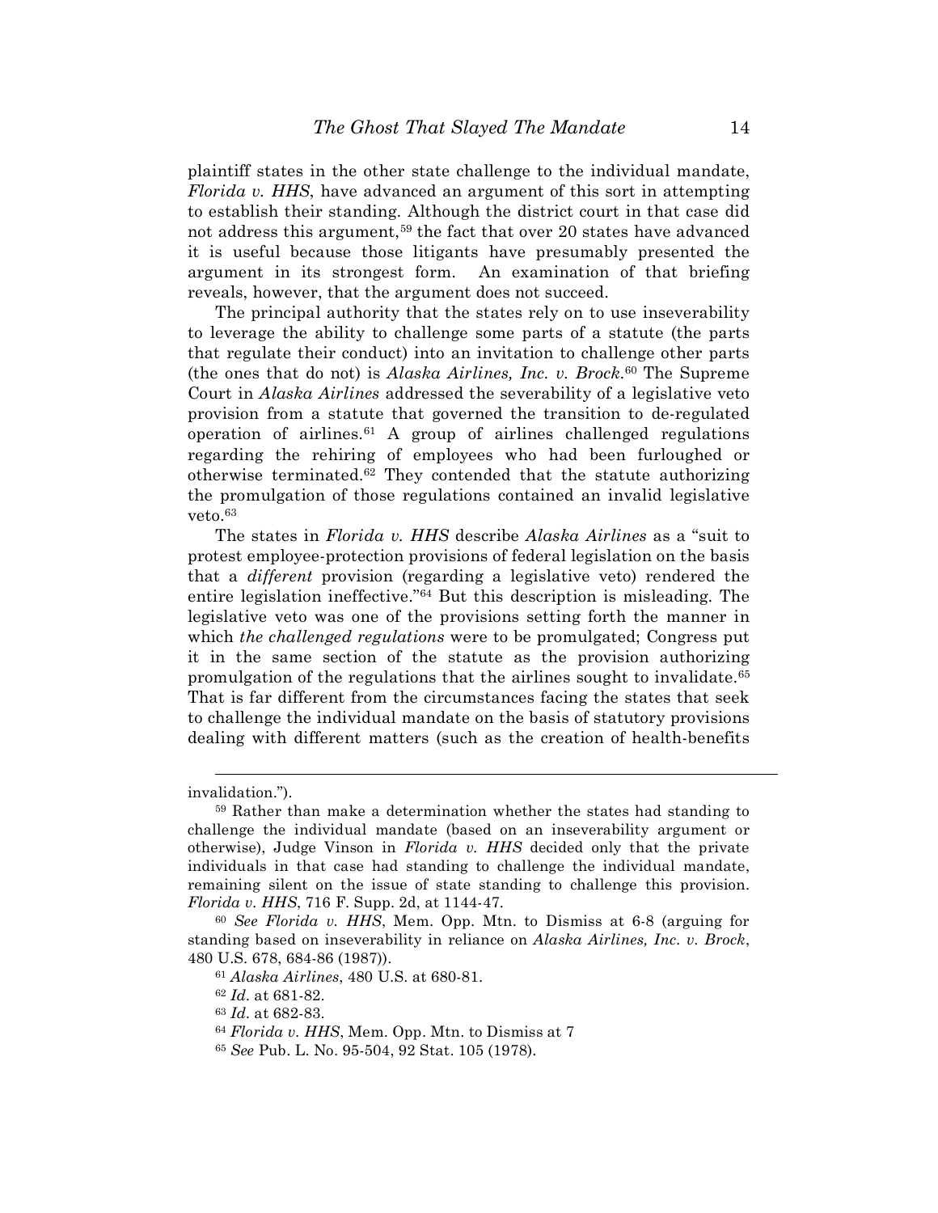plaintiff states in the other state challenge to the individual mandate, *Florida v. HHS*, have advanced an argument of this sort in attempting to establish their standing. Although the district court in that case did not address this argument,[59] the fact that over 20 states have advanced it is useful because those litigants have presumably presented the argument in its strongest form. An examination of that briefing reveals, however, that the argument does not succeed.

The principal authority that the states rely on to use inseverability to leverage the ability to challenge some parts of a statute (the parts that regulate their conduct) into an invitation to challenge other parts (the ones that do not) is *Alaska Airlines, Inc. v. Brock*.[60] The Supreme Court in *Alaska Airlines* addressed the severability of a legislative veto provision from a statute that governed the transition to de-regulated operation of airlines.[61] A group of airlines challenged regulations regarding the rehiring of employees who had been furloughed or otherwise terminated.[62] They contended that the statute authorizing the promulgation of those regulations contained an invalid legislative veto.[63]

The states in *Florida v. HHS* describe *Alaska Airlines* as a "suit to protest employee-protection provisions of federal legislation on the basis that a *different* provision (regarding a legislative veto) rendered the entire legislation ineffective."[64] But this description is misleading. The legislative veto was one of the provisions setting forth the manner in which *the challenged regulations* were to be promulgated; Congress put it in the same section of the statute as the provision authorizing promulgation of the regulations that the airlines sought to invalidate.[65] That is far different from the circumstances facing the states that seek to challenge the individual mandate on the basis of statutory provisions dealing with different matters (such as the creation of health-benefits

---

invalidation.").

[59] Rather than make a determination whether the states had standing to challenge the individual mandate (based on an inseverability argument or otherwise), Judge Vinson in *Florida v. HHS* decided only that the private individuals in that case had standing to challenge the individual mandate, remaining silent on the issue of state standing to challenge this provision. *Florida v. HHS*, 716 F. Supp. 2d, at 1144-47.

[60] *See Florida v. HHS*, Mem. Opp. Mtn. to Dismiss at 6-8 (arguing for standing based on inseverability in reliance on *Alaska Airlines, Inc. v. Brock*, 480 U.S. 678, 684-86 (1987)).

[61] *Alaska Airlines*, 480 U.S. at 680-81.

[62] *Id.* at 681-82.

[63] *Id.* at 682-83.

[64] *Florida v. HHS*, Mem. Opp. Mtn. to Dismiss at 7

[65] *See* Pub. L. No. 95-504, 92 Stat. 105 (1978).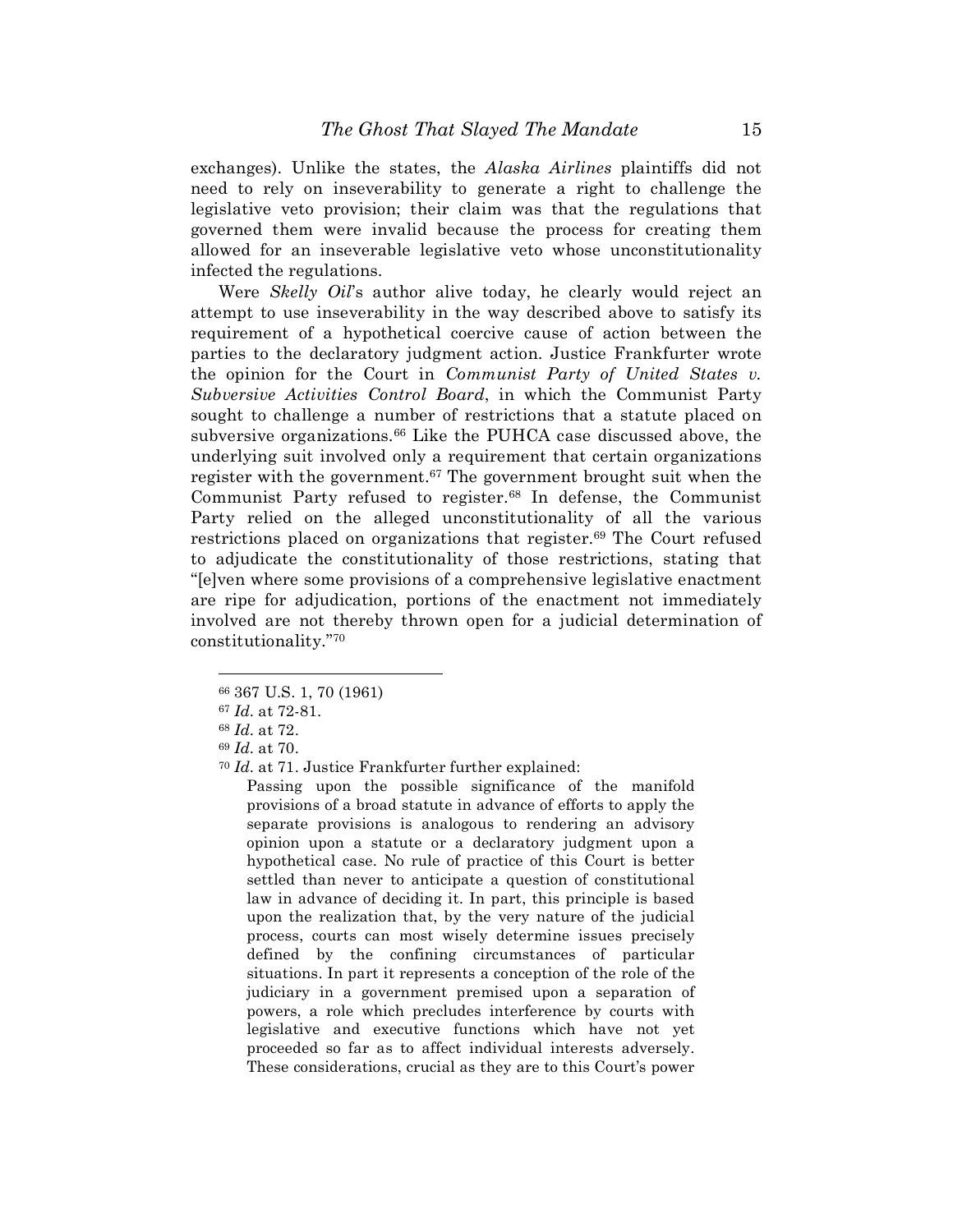exchanges). Unlike the states, the *Alaska Airlines* plaintiffs did not need to rely on inseverability to generate a right to challenge the legislative veto provision; their claim was that the regulations that governed them were invalid because the process for creating them allowed for an inseverable legislative veto whose unconstitutionality infected the regulations.

Were *Skelly Oil*'s author alive today, he clearly would reject an attempt to use inseverability in the way described above to satisfy its requirement of a hypothetical coercive cause of action between the parties to the declaratory judgment action. Justice Frankfurter wrote the opinion for the Court in *Communist Party of United States v. Subversive Activities Control Board*, in which the Communist Party sought to challenge a number of restrictions that a statute placed on subversive organizations.[66] Like the PUHCA case discussed above, the underlying suit involved only a requirement that certain organizations register with the government.[67] The government brought suit when the Communist Party refused to register.[68] In defense, the Communist Party relied on the alleged unconstitutionality of all the various restrictions placed on organizations that register.[69] The Court refused to adjudicate the constitutionality of those restrictions, stating that "[e]ven where some provisions of a comprehensive legislative enactment are ripe for adjudication, portions of the enactment not immediately involved are not thereby thrown open for a judicial determination of constitutionality."[70]

---

[66] 367 U.S. 1, 70 (1961)

[67] *Id.* at 72-81.

[68] *Id.* at 72.

[69] *Id.* at 70.

[70] *Id.* at 71. Justice Frankfurter further explained:

> Passing upon the possible significance of the manifold provisions of a broad statute in advance of efforts to apply the separate provisions is analogous to rendering an advisory opinion upon a statute or a declaratory judgment upon a hypothetical case. No rule of practice of this Court is better settled than never to anticipate a question of constitutional law in advance of deciding it. In part, this principle is based upon the realization that, by the very nature of the judicial process, courts can most wisely determine issues precisely defined by the confining circumstances of particular situations. In part it represents a conception of the role of the judiciary in a government premised upon a separation of powers, a role which precludes interference by courts with legislative and executive functions which have not yet proceeded so far as to affect individual interests adversely. These considerations, crucial as they are to this Court's power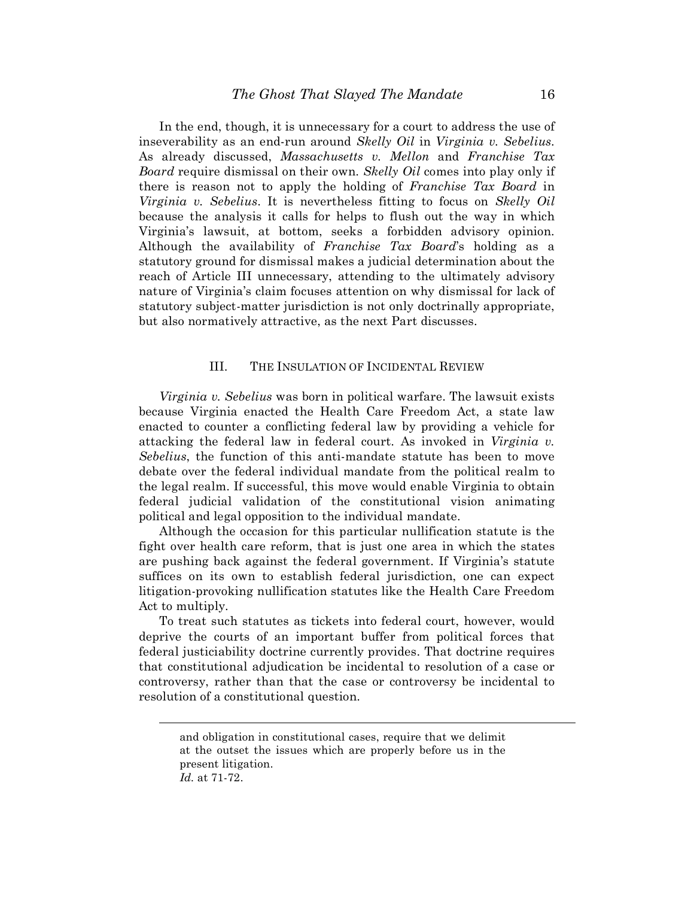In the end, though, it is unnecessary for a court to address the use of inseverability as an end-run around *Skelly Oil* in *Virginia v. Sebelius*. As already discussed, *Massachusetts v. Mellon* and *Franchise Tax Board* require dismissal on their own. *Skelly Oil* comes into play only if there is reason not to apply the holding of *Franchise Tax Board* in *Virginia v. Sebelius*. It is nevertheless fitting to focus on *Skelly Oil* because the analysis it calls for helps to flush out the way in which Virginia's lawsuit, at bottom, seeks a forbidden advisory opinion. Although the availability of *Franchise Tax Board*'s holding as a statutory ground for dismissal makes a judicial determination about the reach of Article III unnecessary, attending to the ultimately advisory nature of Virginia's claim focuses attention on why dismissal for lack of statutory subject-matter jurisdiction is not only doctrinally appropriate, but also normatively attractive, as the next Part discusses.

## III. THE INSULATION OF INCIDENTAL REVIEW

*Virginia v. Sebelius* was born in political warfare. The lawsuit exists because Virginia enacted the Health Care Freedom Act, a state law enacted to counter a conflicting federal law by providing a vehicle for attacking the federal law in federal court. As invoked in *Virginia v. Sebelius*, the function of this anti-mandate statute has been to move debate over the federal individual mandate from the political realm to the legal realm. If successful, this move would enable Virginia to obtain federal judicial validation of the constitutional vision animating political and legal opposition to the individual mandate.

Although the occasion for this particular nullification statute is the fight over health care reform, that is just one area in which the states are pushing back against the federal government. If Virginia's statute suffices on its own to establish federal jurisdiction, one can expect litigation-provoking nullification statutes like the Health Care Freedom Act to multiply.

To treat such statutes as tickets into federal court, however, would deprive the courts of an important buffer from political forces that federal justiciability doctrine currently provides. That doctrine requires that constitutional adjudication be incidental to resolution of a case or controversy, rather than that the case or controversy be incidental to resolution of a constitutional question.

---

and obligation in constitutional cases, require that we delimit at the outset the issues which are properly before us in the present litigation.

*Id.* at 71-72.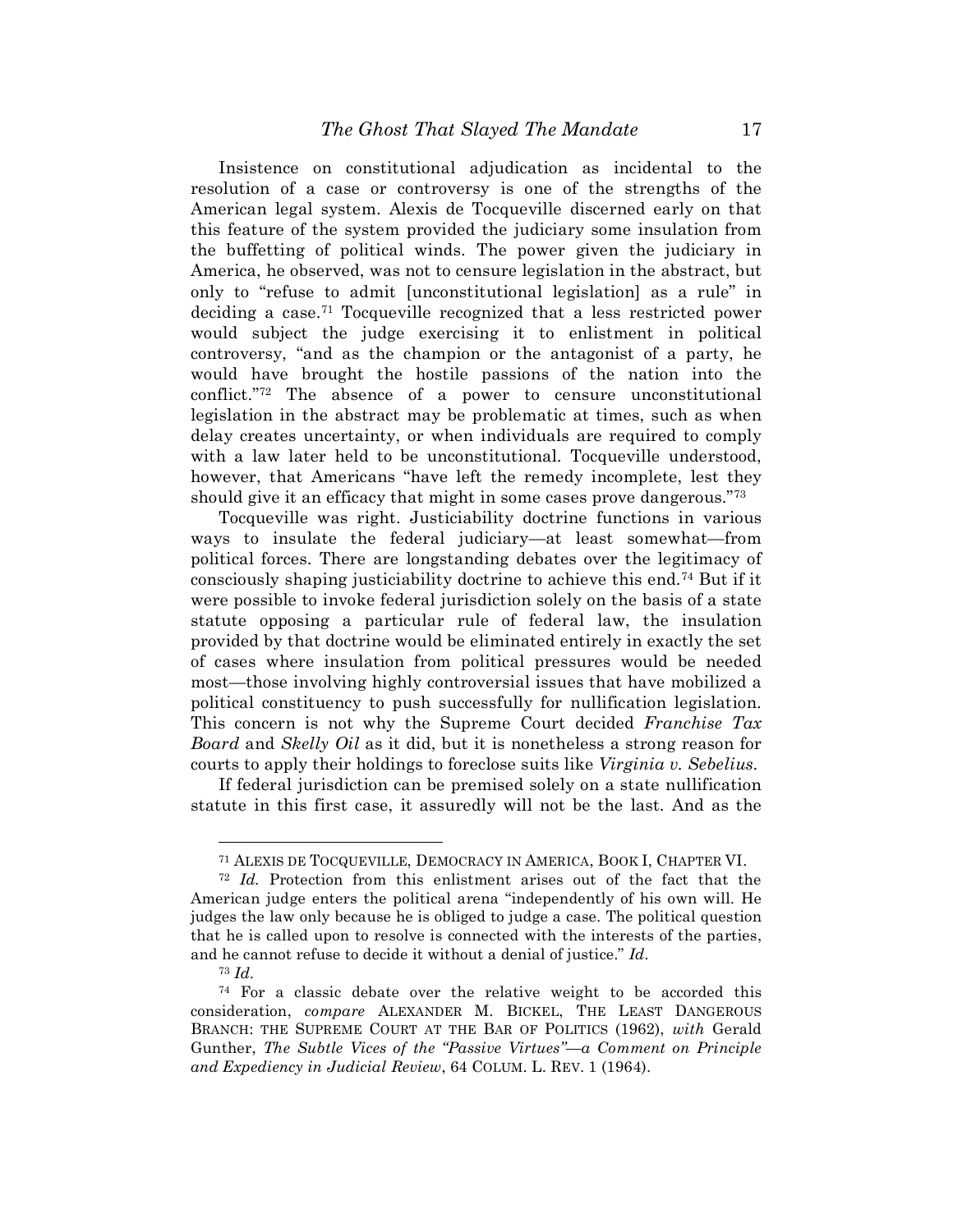Insistence on constitutional adjudication as incidental to the resolution of a case or controversy is one of the strengths of the American legal system. Alexis de Tocqueville discerned early on that this feature of the system provided the judiciary some insulation from the buffetting of political winds. The power given the judiciary in America, he observed, was not to censure legislation in the abstract, but only to "refuse to admit [unconstitutional legislation] as a rule" in deciding a case.[71] Tocqueville recognized that a less restricted power would subject the judge exercising it to enlistment in political controversy, "and as the champion or the antagonist of a party, he would have brought the hostile passions of the nation into the conflict."[72] The absence of a power to censure unconstitutional legislation in the abstract may be problematic at times, such as when delay creates uncertainty, or when individuals are required to comply with a law later held to be unconstitutional. Tocqueville understood, however, that Americans "have left the remedy incomplete, lest they should give it an efficacy that might in some cases prove dangerous."[73]

Tocqueville was right. Justiciability doctrine functions in various ways to insulate the federal judiciary—at least somewhat—from political forces. There are longstanding debates over the legitimacy of consciously shaping justiciability doctrine to achieve this end.[74] But if it were possible to invoke federal jurisdiction solely on the basis of a state statute opposing a particular rule of federal law, the insulation provided by that doctrine would be eliminated entirely in exactly the set of cases where insulation from political pressures would be needed most—those involving highly controversial issues that have mobilized a political constituency to push successfully for nullification legislation. This concern is not why the Supreme Court decided *Franchise Tax Board* and *Skelly Oil* as it did, but it is nonetheless a strong reason for courts to apply their holdings to foreclose suits like *Virginia v. Sebelius*.

If federal jurisdiction can be premised solely on a state nullification statute in this first case, it assuredly will not be the last. And as the

---

[71] ALEXIS DE TOCQUEVILLE, DEMOCRACY IN AMERICA, BOOK I, CHAPTER VI.

[72] *Id.* Protection from this enlistment arises out of the fact that the American judge enters the political arena "independently of his own will. He judges the law only because he is obliged to judge a case. The political question that he is called upon to resolve is connected with the interests of the parties, and he cannot refuse to decide it without a denial of justice." *Id.*

[73] *Id.*

[74] For a classic debate over the relative weight to be accorded this consideration, *compare* ALEXANDER M. BICKEL, THE LEAST DANGEROUS BRANCH: THE SUPREME COURT AT THE BAR OF POLITICS (1962), *with* Gerald Gunther, *The Subtle Vices of the "Passive Virtues"—a Comment on Principle and Expediency in Judicial Review*, 64 COLUM. L. REV. 1 (1964).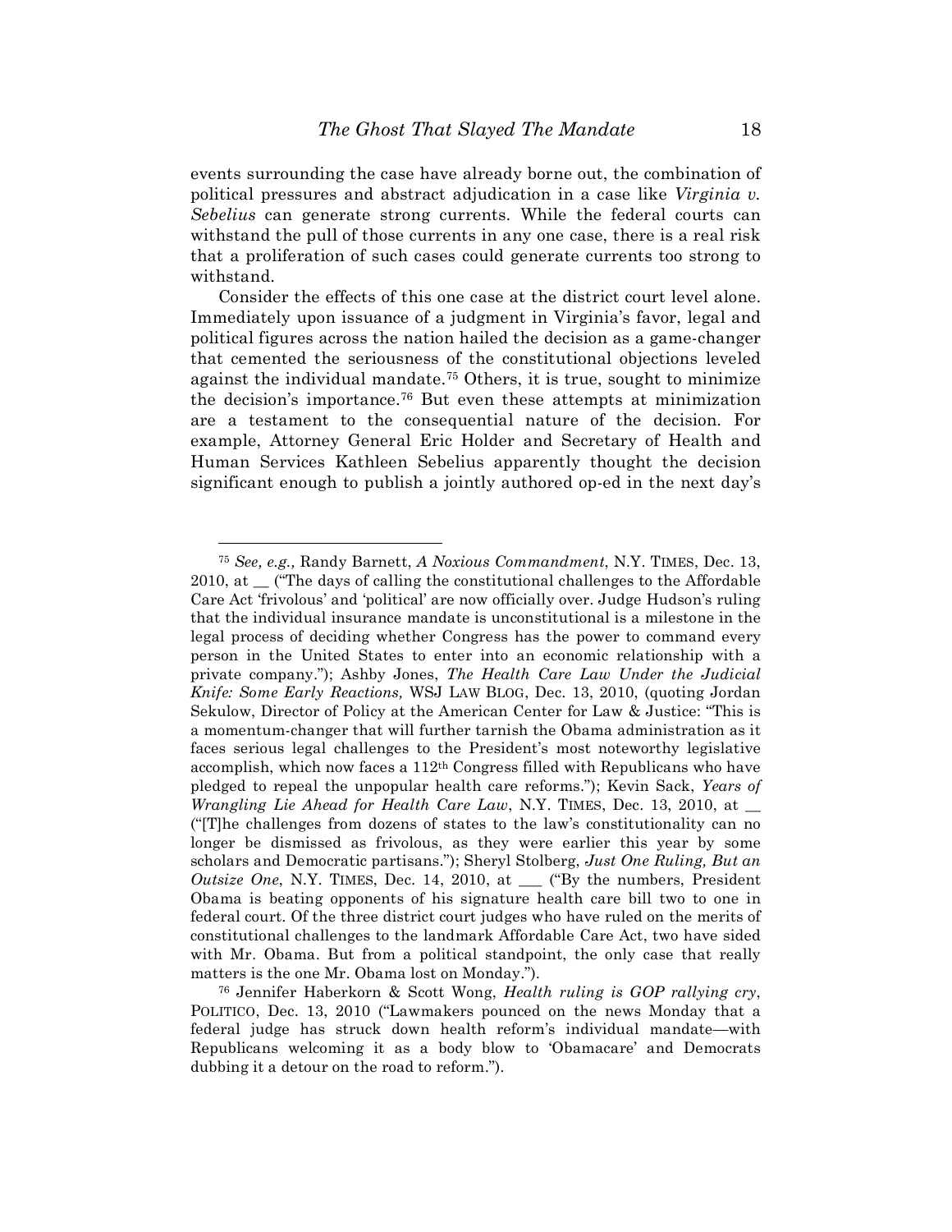events surrounding the case have already borne out, the combination of political pressures and abstract adjudication in a case like *Virginia v. Sebelius* can generate strong currents. While the federal courts can withstand the pull of those currents in any one case, there is a real risk that a proliferation of such cases could generate currents too strong to withstand.

Consider the effects of this one case at the district court level alone. Immediately upon issuance of a judgment in Virginia's favor, legal and political figures across the nation hailed the decision as a game-changer that cemented the seriousness of the constitutional objections leveled against the individual mandate.[75] Others, it is true, sought to minimize the decision's importance.[76] But even these attempts at minimization are a testament to the consequential nature of the decision. For example, Attorney General Eric Holder and Secretary of Health and Human Services Kathleen Sebelius apparently thought the decision significant enough to publish a jointly authored op-ed in the next day's

---

[75] *See, e.g.,* Randy Barnett, *A Noxious Commandment*, N.Y. TIMES, Dec. 13, 2010, at __ ("The days of calling the constitutional challenges to the Affordable Care Act 'frivolous' and 'political' are now officially over. Judge Hudson's ruling that the individual insurance mandate is unconstitutional is a milestone in the legal process of deciding whether Congress has the power to command every person in the United States to enter into an economic relationship with a private company."); Ashby Jones, *The Health Care Law Under the Judicial Knife: Some Early Reactions,* WSJ LAW BLOG, Dec. 13, 2010, (quoting Jordan Sekulow, Director of Policy at the American Center for Law & Justice: "This is a momentum-changer that will further tarnish the Obama administration as it faces serious legal challenges to the President's most noteworthy legislative accomplish, which now faces a 112th Congress filled with Republicans who have pledged to repeal the unpopular health care reforms."); Kevin Sack, *Years of Wrangling Lie Ahead for Health Care Law*, N.Y. TIMES, Dec. 13, 2010, at __ ("[T]he challenges from dozens of states to the law's constitutionality can no longer be dismissed as frivolous, as they were earlier this year by some scholars and Democratic partisans."); Sheryl Stolberg, *Just One Ruling, But an Outsize One*, N.Y. TIMES, Dec. 14, 2010, at ___ ("By the numbers, President Obama is beating opponents of his signature health care bill two to one in federal court. Of the three district court judges who have ruled on the merits of constitutional challenges to the landmark Affordable Care Act, two have sided with Mr. Obama. But from a political standpoint, the only case that really matters is the one Mr. Obama lost on Monday.").

[76] Jennifer Haberkorn & Scott Wong, *Health ruling is GOP rallying cry*, POLITICO, Dec. 13, 2010 ("Lawmakers pounced on the news Monday that a federal judge has struck down health reform's individual mandate—with Republicans welcoming it as a body blow to 'Obamacare' and Democrats dubbing it a detour on the road to reform.").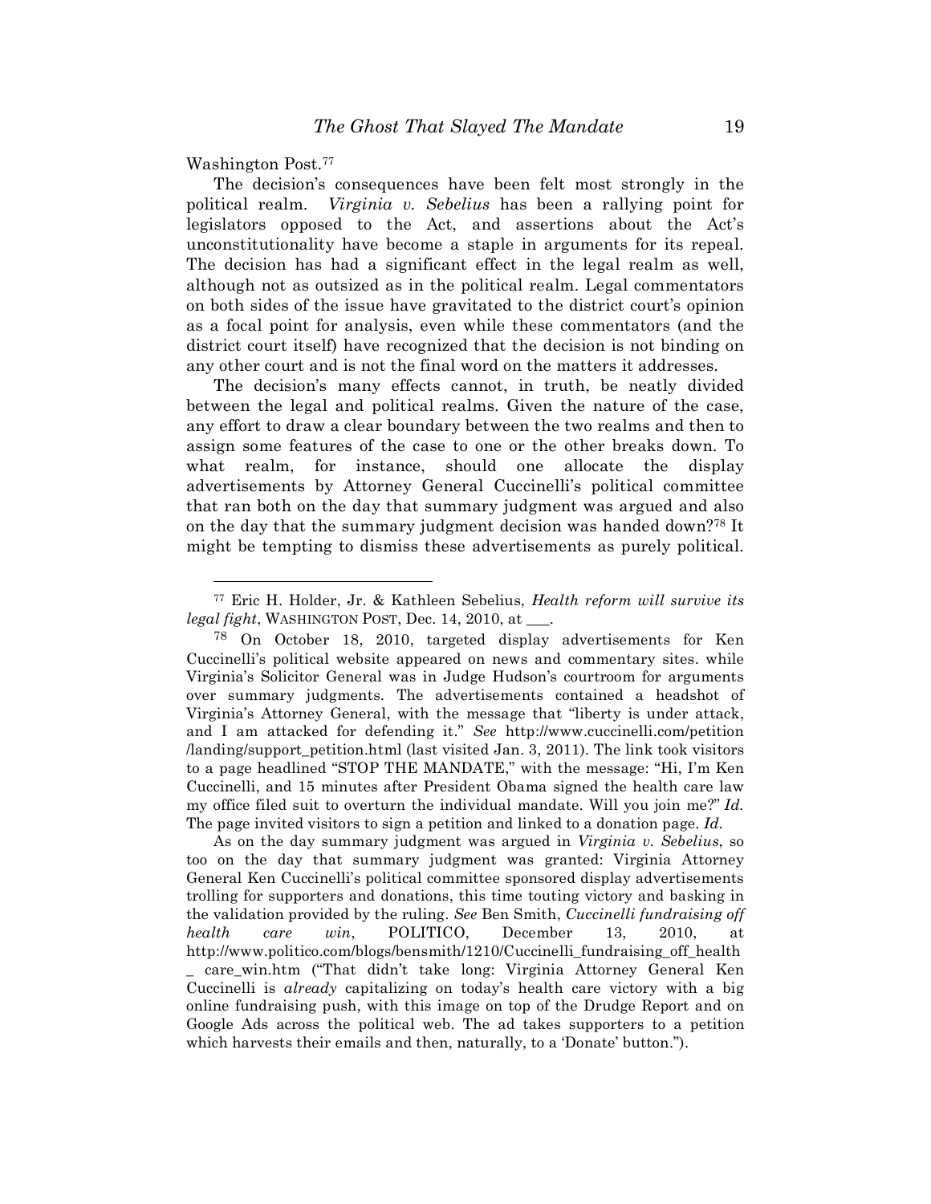Washington Post.[77]

The decision's consequences have been felt most strongly in the political realm. *Virginia v. Sebelius* has been a rallying point for legislators opposed to the Act, and assertions about the Act's unconstitutionality have become a staple in arguments for its repeal. The decision has had a significant effect in the legal realm as well, although not as outsized as in the political realm. Legal commentators on both sides of the issue have gravitated to the district court's opinion as a focal point for analysis, even while these commentators (and the district court itself) have recognized that the decision is not binding on any other court and is not the final word on the matters it addresses.

The decision's many effects cannot, in truth, be neatly divided between the legal and political realms. Given the nature of the case, any effort to draw a clear boundary between the two realms and then to assign some features of the case to one or the other breaks down. To what realm, for instance, should one allocate the display advertisements by Attorney General Cuccinelli's political committee that ran both on the day that summary judgment was argued and also on the day that the summary judgment decision was handed down?[78] It might be tempting to dismiss these advertisements as purely political.

---

[77] Eric H. Holder, Jr. & Kathleen Sebelius, *Health reform will survive its legal fight*, WASHINGTON POST, Dec. 14, 2010, at ___.

[78] On October 18, 2010, targeted display advertisements for Ken Cuccinelli's political website appeared on news and commentary sites. while Virginia's Solicitor General was in Judge Hudson's courtroom for arguments over summary judgments. The advertisements contained a headshot of Virginia's Attorney General, with the message that "liberty is under attack, and I am attacked for defending it." *See* http://www.cuccinelli.com/petition/landing/support_petition.html (last visited Jan. 3, 2011). The link took visitors to a page headlined "STOP THE MANDATE," with the message: "Hi, I'm Ken Cuccinelli, and 15 minutes after President Obama signed the health care law my office filed suit to overturn the individual mandate. Will you join me?" *Id.* The page invited visitors to sign a petition and linked to a donation page. *Id.*

As on the day summary judgment was argued in *Virginia v. Sebelius*, so too on the day that summary judgment was granted: Virginia Attorney General Ken Cuccinelli's political committee sponsored display advertisements trolling for supporters and donations, this time touting victory and basking in the validation provided by the ruling. *See* Ben Smith, *Cuccinelli fundraising off health care win*, POLITICO, December 13, 2010, at http://www.politico.com/blogs/bensmith/1210/Cuccinelli_fundraising_off_health_care_win.htm ("That didn't take long: Virginia Attorney General Ken Cuccinelli is *already* capitalizing on today's health care victory with a big online fundraising push, with this image on top of the Drudge Report and on Google Ads across the political web. The ad takes supporters to a petition which harvests their emails and then, naturally, to a 'Donate' button.").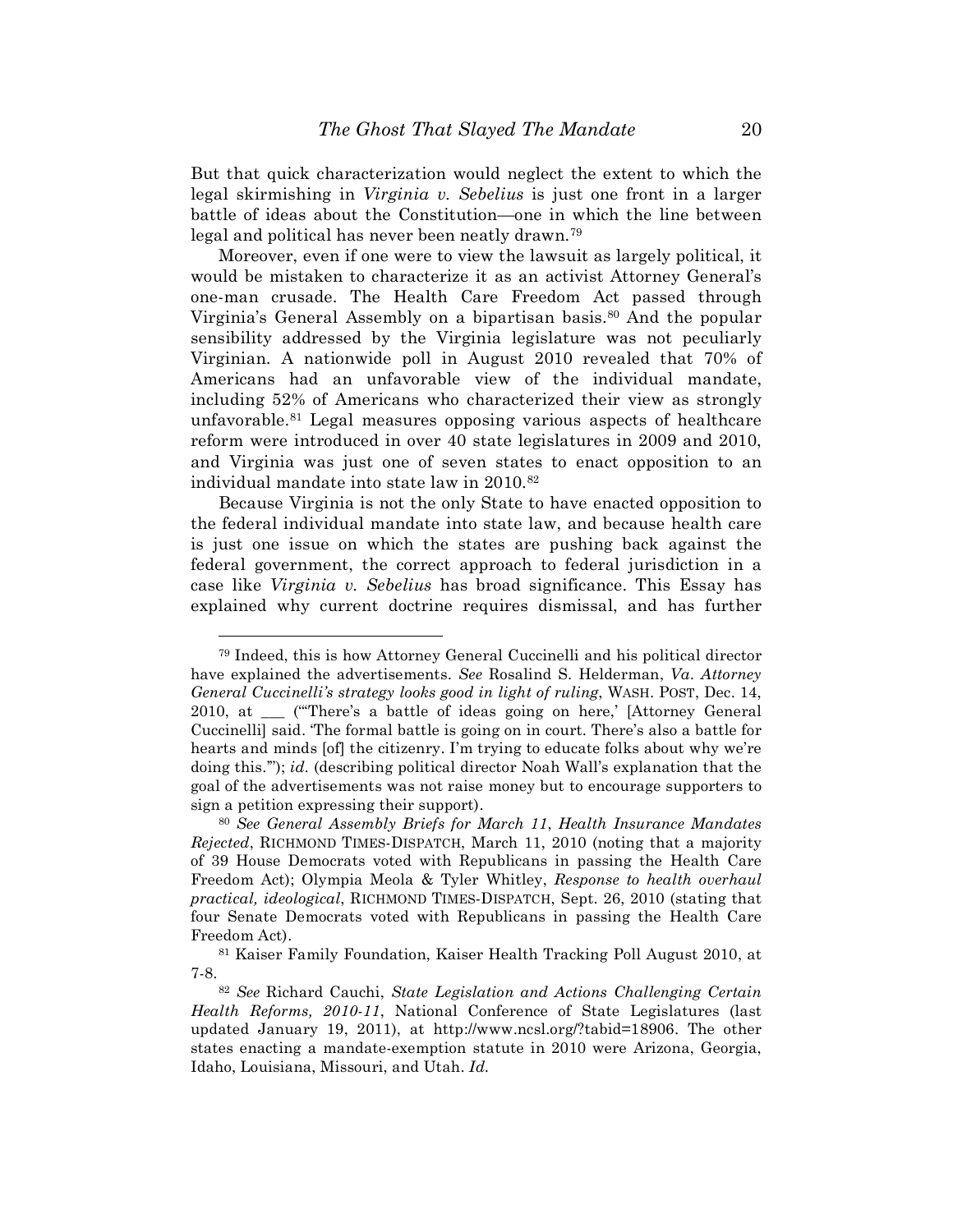But that quick characterization would neglect the extent to which the legal skirmishing in *Virginia v. Sebelius* is just one front in a larger battle of ideas about the Constitution—one in which the line between legal and political has never been neatly drawn.[79]

Moreover, even if one were to view the lawsuit as largely political, it would be mistaken to characterize it as an activist Attorney General's one-man crusade. The Health Care Freedom Act passed through Virginia's General Assembly on a bipartisan basis.[80] And the popular sensibility addressed by the Virginia legislature was not peculiarly Virginian. A nationwide poll in August 2010 revealed that 70% of Americans had an unfavorable view of the individual mandate, including 52% of Americans who characterized their view as strongly unfavorable.[81] Legal measures opposing various aspects of healthcare reform were introduced in over 40 state legislatures in 2009 and 2010, and Virginia was just one of seven states to enact opposition to an individual mandate into state law in 2010.[82]

Because Virginia is not the only State to have enacted opposition to the federal individual mandate into state law, and because health care is just one issue on which the states are pushing back against the federal government, the correct approach to federal jurisdiction in a case like *Virginia v. Sebelius* has broad significance. This Essay has explained why current doctrine requires dismissal, and has further

---

[79] Indeed, this is how Attorney General Cuccinelli and his political director have explained the advertisements. *See* Rosalind S. Helderman, *Va. Attorney General Cuccinelli's strategy looks good in light of ruling*, WASH. POST, Dec. 14, 2010, at ___ ("'There's a battle of ideas going on here,' [Attorney General Cuccinelli] said. 'The formal battle is going on in court. There's also a battle for hearts and minds [of] the citizenry. I'm trying to educate folks about why we're doing this.'"); *id.* (describing political director Noah Wall's explanation that the goal of the advertisements was not raise money but to encourage supporters to sign a petition expressing their support).

[80] *See General Assembly Briefs for March 11*, *Health Insurance Mandates Rejected*, RICHMOND TIMES-DISPATCH, March 11, 2010 (noting that a majority of 39 House Democrats voted with Republicans in passing the Health Care Freedom Act); Olympia Meola & Tyler Whitley, *Response to health overhaul practical, ideological*, RICHMOND TIMES-DISPATCH, Sept. 26, 2010 (stating that four Senate Democrats voted with Republicans in passing the Health Care Freedom Act).

[81] Kaiser Family Foundation, Kaiser Health Tracking Poll August 2010, at 7-8.

[82] *See* Richard Cauchi, *State Legislation and Actions Challenging Certain Health Reforms, 2010-11*, National Conference of State Legislatures (last updated January 19, 2011), at http://www.ncsl.org/?tabid=18906. The other states enacting a mandate-exemption statute in 2010 were Arizona, Georgia, Idaho, Louisiana, Missouri, and Utah. *Id.*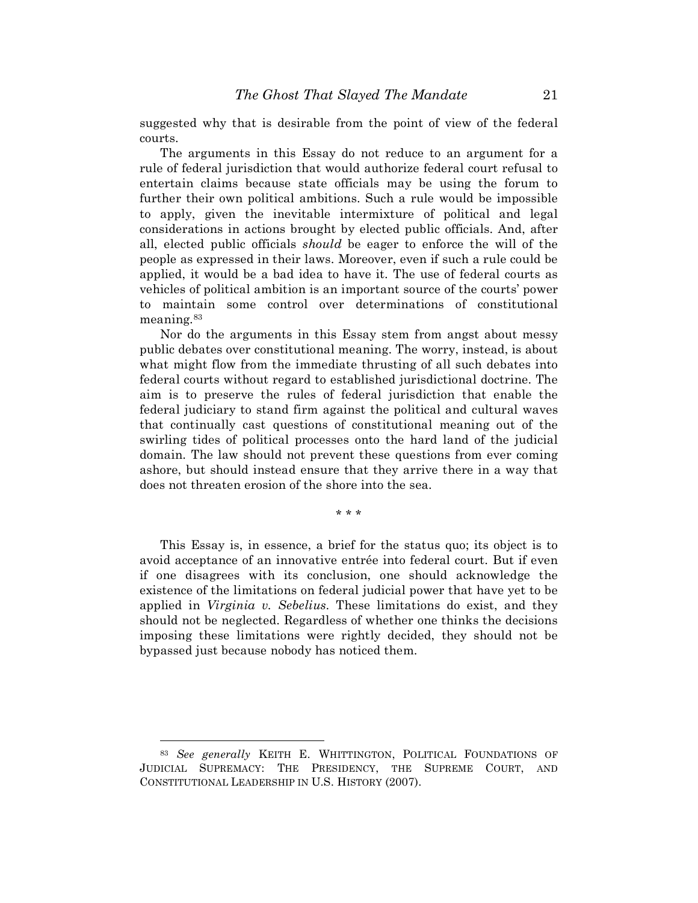suggested why that is desirable from the point of view of the federal courts.

The arguments in this Essay do not reduce to an argument for a rule of federal jurisdiction that would authorize federal court refusal to entertain claims because state officials may be using the forum to further their own political ambitions. Such a rule would be impossible to apply, given the inevitable intermixture of political and legal considerations in actions brought by elected public officials. And, after all, elected public officials *should* be eager to enforce the will of the people as expressed in their laws. Moreover, even if such a rule could be applied, it would be a bad idea to have it. The use of federal courts as vehicles of political ambition is an important source of the courts' power to maintain some control over determinations of constitutional meaning.[83]

Nor do the arguments in this Essay stem from angst about messy public debates over constitutional meaning. The worry, instead, is about what might flow from the immediate thrusting of all such debates into federal courts without regard to established jurisdictional doctrine. The aim is to preserve the rules of federal jurisdiction that enable the federal judiciary to stand firm against the political and cultural waves that continually cast questions of constitutional meaning out of the swirling tides of political processes onto the hard land of the judicial domain. The law should not prevent these questions from ever coming ashore, but should instead ensure that they arrive there in a way that does not threaten erosion of the shore into the sea.

\* \* \*

This Essay is, in essence, a brief for the status quo; its object is to avoid acceptance of an innovative entrée into federal court. But if even if one disagrees with its conclusion, one should acknowledge the existence of the limitations on federal judicial power that have yet to be applied in *Virginia v. Sebelius*. These limitations do exist, and they should not be neglected. Regardless of whether one thinks the decisions imposing these limitations were rightly decided, they should not be bypassed just because nobody has noticed them.

---

[83] *See generally* KEITH E. WHITTINGTON, POLITICAL FOUNDATIONS OF JUDICIAL SUPREMACY: THE PRESIDENCY, THE SUPREME COURT, AND CONSTITUTIONAL LEADERSHIP IN U.S. HISTORY (2007).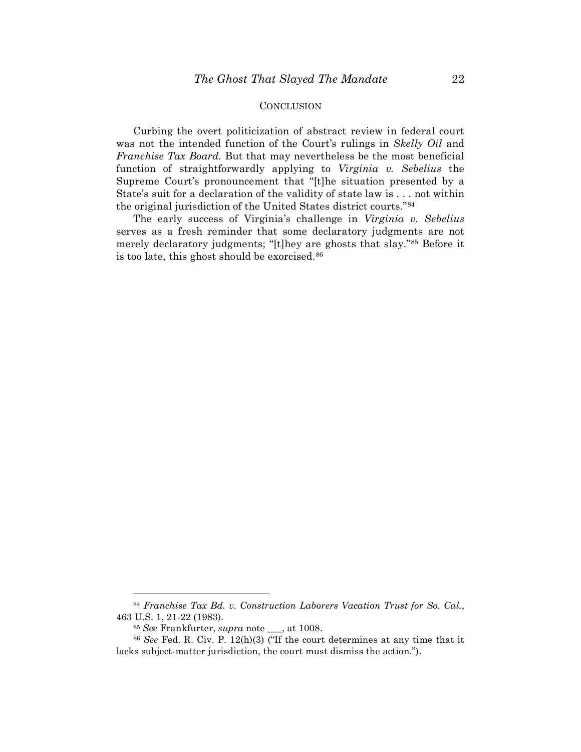## CONCLUSION

Curbing the overt politicization of abstract review in federal court was not the intended function of the Court's rulings in *Skelly Oil* and *Franchise Tax Board*. But that may nevertheless be the most beneficial function of straightforwardly applying to *Virginia v. Sebelius* the Supreme Court's pronouncement that "[t]he situation presented by a State's suit for a declaration of the validity of state law is . . . not within the original jurisdiction of the United States district courts."[84]

The early success of Virginia's challenge in *Virginia v. Sebelius* serves as a fresh reminder that some declaratory judgments are not merely declaratory judgments; "[t]hey are ghosts that slay."[85] Before it is too late, this ghost should be exorcised.[86]

---

[84] *Franchise Tax Bd. v. Construction Laborers Vacation Trust for So. Cal.*, 463 U.S. 1, 21-22 (1983).

[85] *See* Frankfurter, *supra* note ___, at 1008.

[86] *See* Fed. R. Civ. P. 12(h)(3) ("If the court determines at any time that it lacks subject-matter jurisdiction, the court must dismiss the action.").